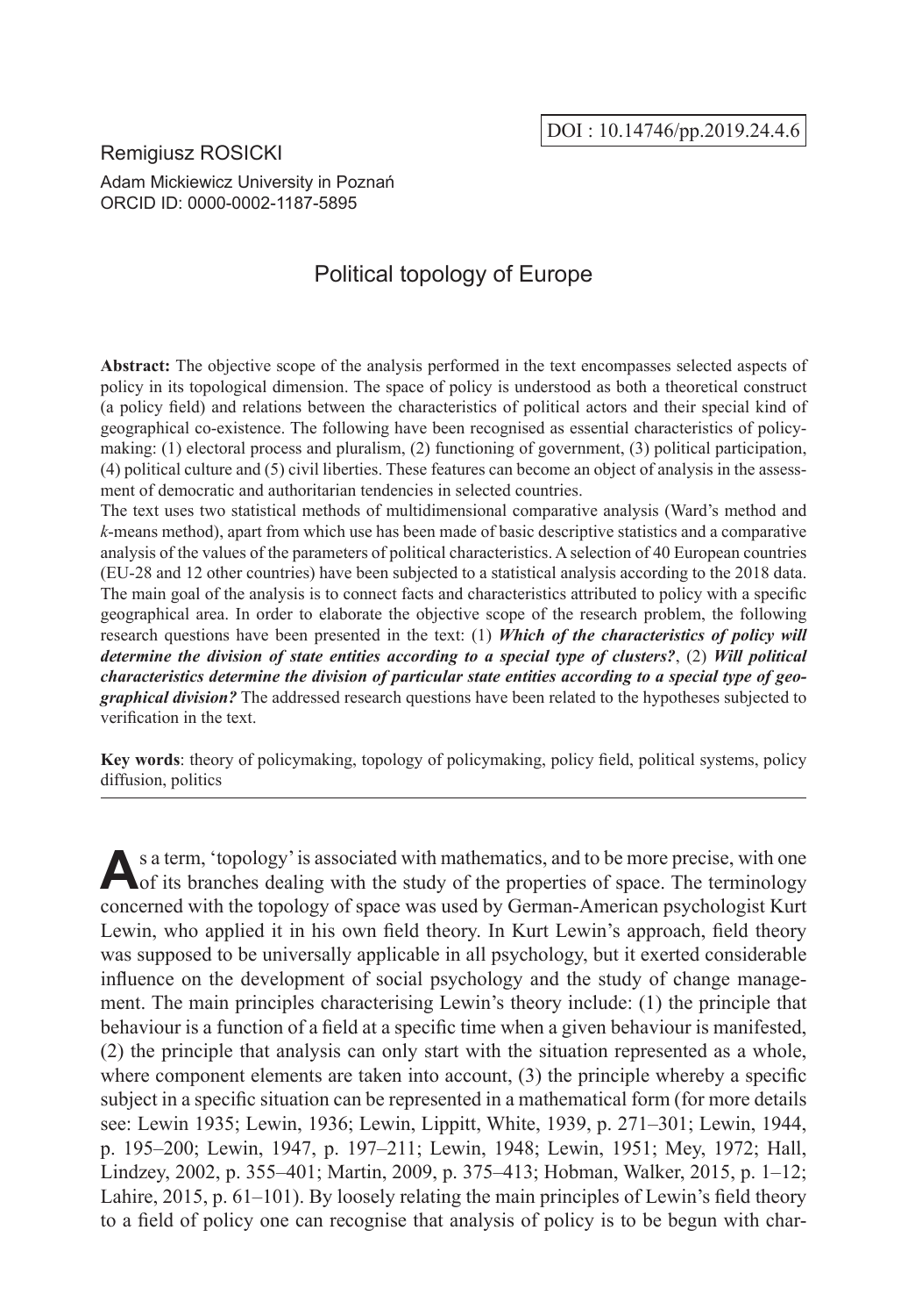DOI : 10.14746/pp.2019.24.4.6

Remigiusz ROSICKI

Adam Mickiewicz University in Poznań
ORCID ID: 0000-0002-1187-5895

# Political topology of Europe

**Abstract:** The objective scope of the analysis performed in the text encompasses selected aspects of policy in its topological dimension. The space of policy is understood as both a theoretical construct (a policy field) and relations between the characteristics of political actors and their special kind of geographical co-existence. The following have been recognised as essential characteristics of policy-making: (1) electoral process and pluralism, (2) functioning of government, (3) political participation, (4) political culture and (5) civil liberties. These features can become an object of analysis in the assessment of democratic and authoritarian tendencies in selected countries.

The text uses two statistical methods of multidimensional comparative analysis (Ward's method and *k*-means method), apart from which use has been made of basic descriptive statistics and a comparative analysis of the values of the parameters of political characteristics. A selection of 40 European countries (EU-28 and 12 other countries) have been subjected to a statistical analysis according to the 2018 data. The main goal of the analysis is to connect facts and characteristics attributed to policy with a specific geographical area. In order to elaborate the objective scope of the research problem, the following research questions have been presented in the text: (1) ***Which of the characteristics of policy will determine the division of state entities according to a special type of clusters?***, (2) ***Will political characteristics determine the division of particular state entities according to a special type of geographical division?*** The addressed research questions have been related to the hypotheses subjected to verification in the text.

**Key words**: theory of policymaking, topology of policymaking, policy field, political systems, policy diffusion, politics

As a term, 'topology' is associated with mathematics, and to be more precise, with one of its branches dealing with the study of the properties of space. The terminology concerned with the topology of space was used by German-American psychologist Kurt Lewin, who applied it in his own field theory. In Kurt Lewin's approach, field theory was supposed to be universally applicable in all psychology, but it exerted considerable influence on the development of social psychology and the study of change management. The main principles characterising Lewin's theory include: (1) the principle that behaviour is a function of a field at a specific time when a given behaviour is manifested, (2) the principle that analysis can only start with the situation represented as a whole, where component elements are taken into account, (3) the principle whereby a specific subject in a specific situation can be represented in a mathematical form (for more details see: Lewin 1935; Lewin, 1936; Lewin, Lippitt, White, 1939, p. 271–301; Lewin, 1944, p. 195–200; Lewin, 1947, p. 197–211; Lewin, 1948; Lewin, 1951; Mey, 1972; Hall, Lindzey, 2002, p. 355–401; Martin, 2009, p. 375–413; Hobman, Walker, 2015, p. 1–12; Lahire, 2015, p. 61–101). By loosely relating the main principles of Lewin's field theory to a field of policy one can recognise that analysis of policy is to be begun with char-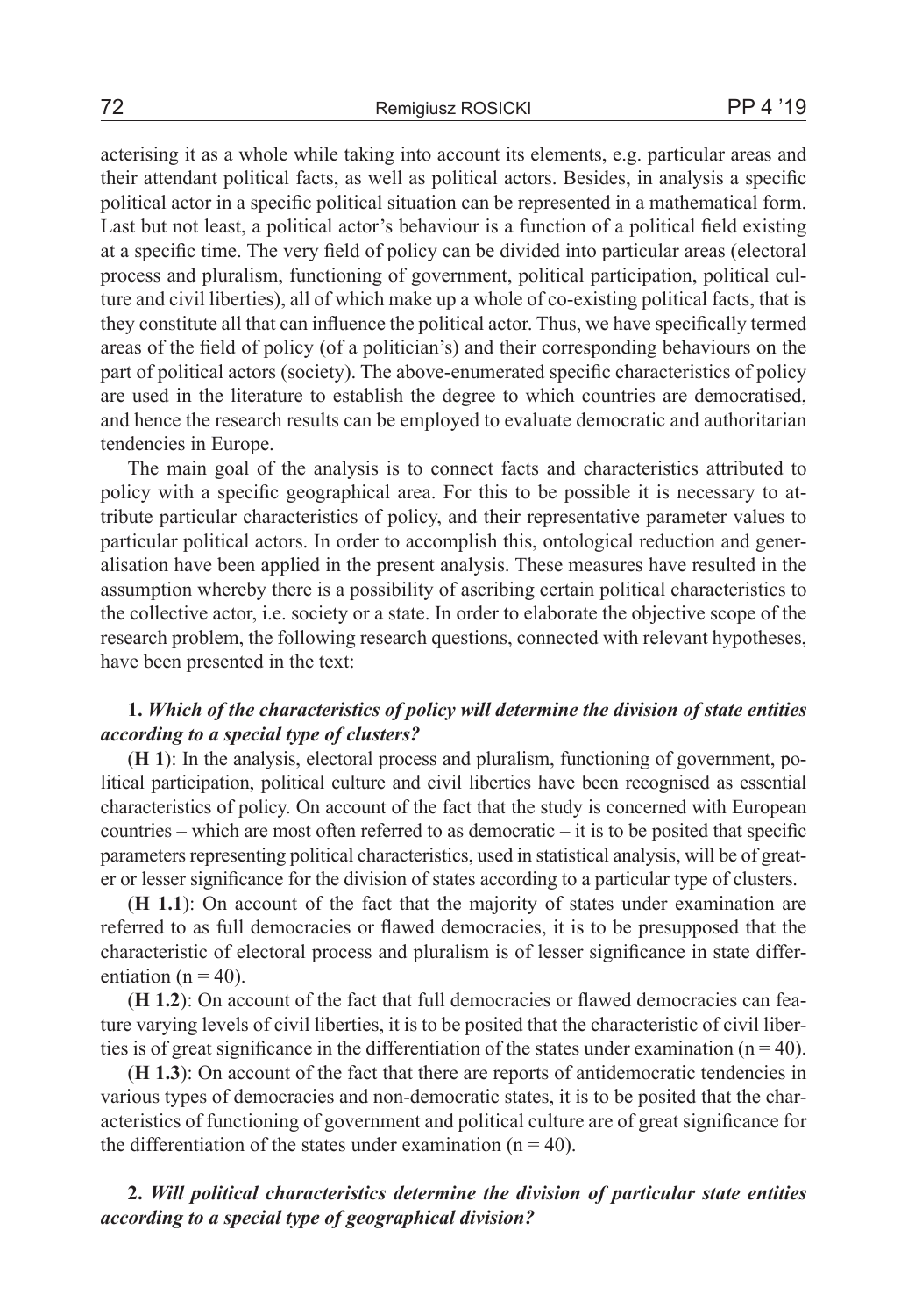acterising it as a whole while taking into account its elements, e.g. particular areas and their attendant political facts, as well as political actors. Besides, in analysis a specific political actor in a specific political situation can be represented in a mathematical form. Last but not least, a political actor's behaviour is a function of a political field existing at a specific time. The very field of policy can be divided into particular areas (electoral process and pluralism, functioning of government, political participation, political culture and civil liberties), all of which make up a whole of co-existing political facts, that is they constitute all that can influence the political actor. Thus, we have specifically termed areas of the field of policy (of a politician's) and their corresponding behaviours on the part of political actors (society). The above-enumerated specific characteristics of policy are used in the literature to establish the degree to which countries are democratised, and hence the research results can be employed to evaluate democratic and authoritarian tendencies in Europe.

The main goal of the analysis is to connect facts and characteristics attributed to policy with a specific geographical area. For this to be possible it is necessary to attribute particular characteristics of policy, and their representative parameter values to particular political actors. In order to accomplish this, ontological reduction and generalisation have been applied in the present analysis. These measures have resulted in the assumption whereby there is a possibility of ascribing certain political characteristics to the collective actor, i.e. society or a state. In order to elaborate the objective scope of the research problem, the following research questions, connected with relevant hypotheses, have been presented in the text:

**1.** ***Which of the characteristics of policy will determine the division of state entities according to a special type of clusters?***

(**H 1**): In the analysis, electoral process and pluralism, functioning of government, political participation, political culture and civil liberties have been recognised as essential characteristics of policy. On account of the fact that the study is concerned with European countries – which are most often referred to as democratic – it is to be posited that specific parameters representing political characteristics, used in statistical analysis, will be of greater or lesser significance for the division of states according to a particular type of clusters.

(**H 1.1**): On account of the fact that the majority of states under examination are referred to as full democracies or flawed democracies, it is to be presupposed that the characteristic of electoral process and pluralism is of lesser significance in state differentiation ($n = 40$).

(**H 1.2**): On account of the fact that full democracies or flawed democracies can feature varying levels of civil liberties, it is to be posited that the characteristic of civil liberties is of great significance in the differentiation of the states under examination ($n = 40$).

(**H 1.3**): On account of the fact that there are reports of antidemocratic tendencies in various types of democracies and non-democratic states, it is to be posited that the characteristics of functioning of government and political culture are of great significance for the differentiation of the states under examination ($n = 40$).

**2.** ***Will political characteristics determine the division of particular state entities according to a special type of geographical division?***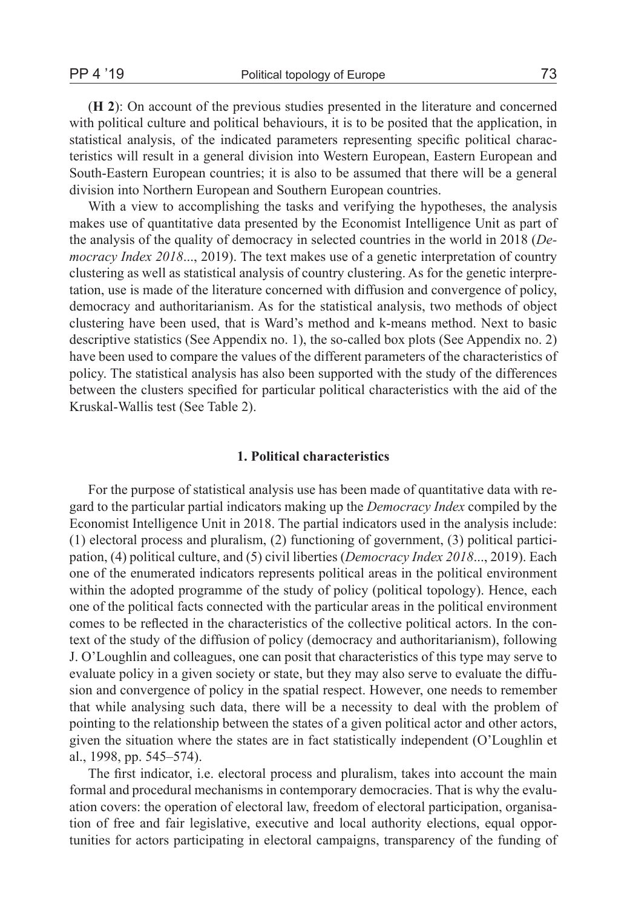(**H 2**): On account of the previous studies presented in the literature and concerned with political culture and political behaviours, it is to be posited that the application, in statistical analysis, of the indicated parameters representing specific political characteristics will result in a general division into Western European, Eastern European and South-Eastern European countries; it is also to be assumed that there will be a general division into Northern European and Southern European countries.

With a view to accomplishing the tasks and verifying the hypotheses, the analysis makes use of quantitative data presented by the Economist Intelligence Unit as part of the analysis of the quality of democracy in selected countries in the world in 2018 (*Democracy Index 2018*..., 2019). The text makes use of a genetic interpretation of country clustering as well as statistical analysis of country clustering. As for the genetic interpretation, use is made of the literature concerned with diffusion and convergence of policy, democracy and authoritarianism. As for the statistical analysis, two methods of object clustering have been used, that is Ward's method and k-means method. Next to basic descriptive statistics (See Appendix no. 1), the so-called box plots (See Appendix no. 2) have been used to compare the values of the different parameters of the characteristics of policy. The statistical analysis has also been supported with the study of the differences between the clusters specified for particular political characteristics with the aid of the Kruskal-Wallis test (See Table 2).

### 1. Political characteristics

For the purpose of statistical analysis use has been made of quantitative data with regard to the particular partial indicators making up the *Democracy Index* compiled by the Economist Intelligence Unit in 2018. The partial indicators used in the analysis include: (1) electoral process and pluralism, (2) functioning of government, (3) political participation, (4) political culture, and (5) civil liberties (*Democracy Index 2018*..., 2019). Each one of the enumerated indicators represents political areas in the political environment within the adopted programme of the study of policy (political topology). Hence, each one of the political facts connected with the particular areas in the political environment comes to be reflected in the characteristics of the collective political actors. In the context of the study of the diffusion of policy (democracy and authoritarianism), following J. O'Loughlin and colleagues, one can posit that characteristics of this type may serve to evaluate policy in a given society or state, but they may also serve to evaluate the diffusion and convergence of policy in the spatial respect. However, one needs to remember that while analysing such data, there will be a necessity to deal with the problem of pointing to the relationship between the states of a given political actor and other actors, given the situation where the states are in fact statistically independent (O'Loughlin et al., 1998, pp. 545–574).

The first indicator, i.e. electoral process and pluralism, takes into account the main formal and procedural mechanisms in contemporary democracies. That is why the evaluation covers: the operation of electoral law, freedom of electoral participation, organisation of free and fair legislative, executive and local authority elections, equal opportunities for actors participating in electoral campaigns, transparency of the funding of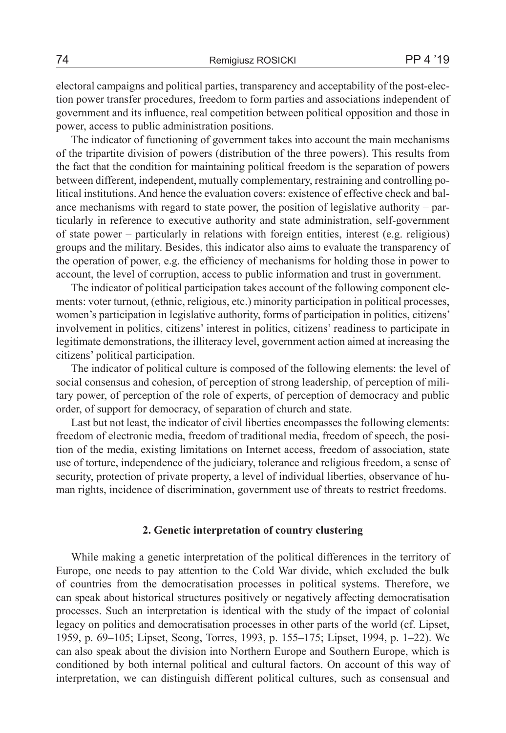electoral campaigns and political parties, transparency and acceptability of the post-election power transfer procedures, freedom to form parties and associations independent of government and its influence, real competition between political opposition and those in power, access to public administration positions.

The indicator of functioning of government takes into account the main mechanisms of the tripartite division of powers (distribution of the three powers). This results from the fact that the condition for maintaining political freedom is the separation of powers between different, independent, mutually complementary, restraining and controlling political institutions. And hence the evaluation covers: existence of effective check and balance mechanisms with regard to state power, the position of legislative authority – particularly in reference to executive authority and state administration, self-government of state power – particularly in relations with foreign entities, interest (e.g. religious) groups and the military. Besides, this indicator also aims to evaluate the transparency of the operation of power, e.g. the efficiency of mechanisms for holding those in power to account, the level of corruption, access to public information and trust in government.

The indicator of political participation takes account of the following component elements: voter turnout, (ethnic, religious, etc.) minority participation in political processes, women's participation in legislative authority, forms of participation in politics, citizens' involvement in politics, citizens' interest in politics, citizens' readiness to participate in legitimate demonstrations, the illiteracy level, government action aimed at increasing the citizens' political participation.

The indicator of political culture is composed of the following elements: the level of social consensus and cohesion, of perception of strong leadership, of perception of military power, of perception of the role of experts, of perception of democracy and public order, of support for democracy, of separation of church and state.

Last but not least, the indicator of civil liberties encompasses the following elements: freedom of electronic media, freedom of traditional media, freedom of speech, the position of the media, existing limitations on Internet access, freedom of association, state use of torture, independence of the judiciary, tolerance and religious freedom, a sense of security, protection of private property, a level of individual liberties, observance of human rights, incidence of discrimination, government use of threats to restrict freedoms.

## 2. Genetic interpretation of country clustering

While making a genetic interpretation of the political differences in the territory of Europe, one needs to pay attention to the Cold War divide, which excluded the bulk of countries from the democratisation processes in political systems. Therefore, we can speak about historical structures positively or negatively affecting democratisation processes. Such an interpretation is identical with the study of the impact of colonial legacy on politics and democratisation processes in other parts of the world (cf. Lipset, 1959, p. 69–105; Lipset, Seong, Torres, 1993, p. 155–175; Lipset, 1994, p. 1–22). We can also speak about the division into Northern Europe and Southern Europe, which is conditioned by both internal political and cultural factors. On account of this way of interpretation, we can distinguish different political cultures, such as consensual and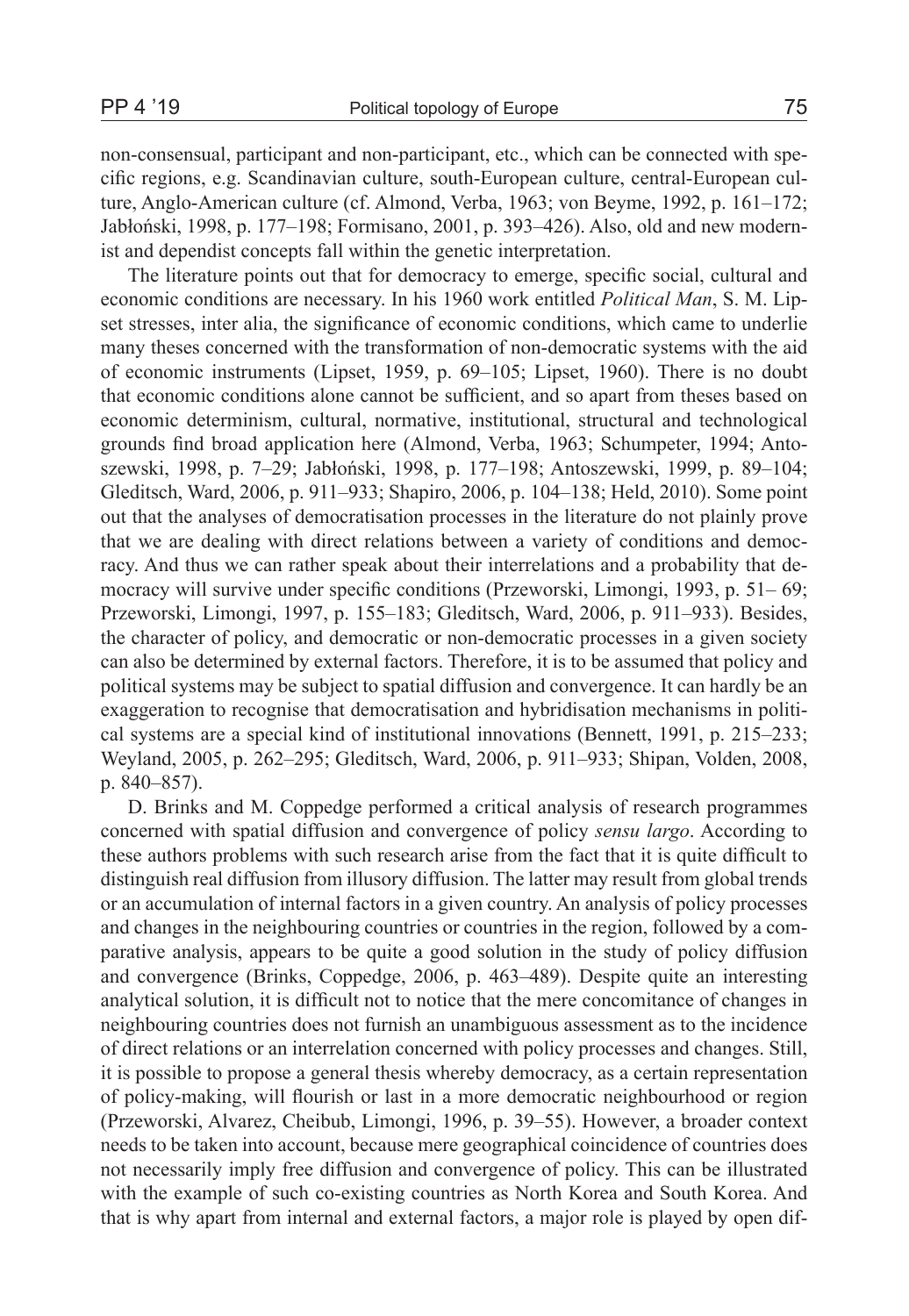non-consensual, participant and non-participant, etc., which can be connected with specific regions, e.g. Scandinavian culture, south-European culture, central-European culture, Anglo-American culture (cf. Almond, Verba, 1963; von Beyme, 1992, p. 161–172; Jabłoński, 1998, p. 177–198; Formisano, 2001, p. 393–426). Also, old and new modernist and dependist concepts fall within the genetic interpretation.

The literature points out that for democracy to emerge, specific social, cultural and economic conditions are necessary. In his 1960 work entitled *Political Man*, S. M. Lipset stresses, inter alia, the significance of economic conditions, which came to underlie many theses concerned with the transformation of non-democratic systems with the aid of economic instruments (Lipset, 1959, p. 69–105; Lipset, 1960). There is no doubt that economic conditions alone cannot be sufficient, and so apart from theses based on economic determinism, cultural, normative, institutional, structural and technological grounds find broad application here (Almond, Verba, 1963; Schumpeter, 1994; Antoszewski, 1998, p. 7–29; Jabłoński, 1998, p. 177–198; Antoszewski, 1999, p. 89–104; Gleditsch, Ward, 2006, p. 911–933; Shapiro, 2006, p. 104–138; Held, 2010). Some point out that the analyses of democratisation processes in the literature do not plainly prove that we are dealing with direct relations between a variety of conditions and democracy. And thus we can rather speak about their interrelations and a probability that democracy will survive under specific conditions (Przeworski, Limongi, 1993, p. 51– 69; Przeworski, Limongi, 1997, p. 155–183; Gleditsch, Ward, 2006, p. 911–933). Besides, the character of policy, and democratic or non-democratic processes in a given society can also be determined by external factors. Therefore, it is to be assumed that policy and political systems may be subject to spatial diffusion and convergence. It can hardly be an exaggeration to recognise that democratisation and hybridisation mechanisms in political systems are a special kind of institutional innovations (Bennett, 1991, p. 215–233; Weyland, 2005, p. 262–295; Gleditsch, Ward, 2006, p. 911–933; Shipan, Volden, 2008, p. 840–857).

D. Brinks and M. Coppedge performed a critical analysis of research programmes concerned with spatial diffusion and convergence of policy *sensu largo*. According to these authors problems with such research arise from the fact that it is quite difficult to distinguish real diffusion from illusory diffusion. The latter may result from global trends or an accumulation of internal factors in a given country. An analysis of policy processes and changes in the neighbouring countries or countries in the region, followed by a comparative analysis, appears to be quite a good solution in the study of policy diffusion and convergence (Brinks, Coppedge, 2006, p. 463–489). Despite quite an interesting analytical solution, it is difficult not to notice that the mere concomitance of changes in neighbouring countries does not furnish an unambiguous assessment as to the incidence of direct relations or an interrelation concerned with policy processes and changes. Still, it is possible to propose a general thesis whereby democracy, as a certain representation of policy-making, will flourish or last in a more democratic neighbourhood or region (Przeworski, Alvarez, Cheibub, Limongi, 1996, p. 39–55). However, a broader context needs to be taken into account, because mere geographical coincidence of countries does not necessarily imply free diffusion and convergence of policy. This can be illustrated with the example of such co-existing countries as North Korea and South Korea. And that is why apart from internal and external factors, a major role is played by open dif-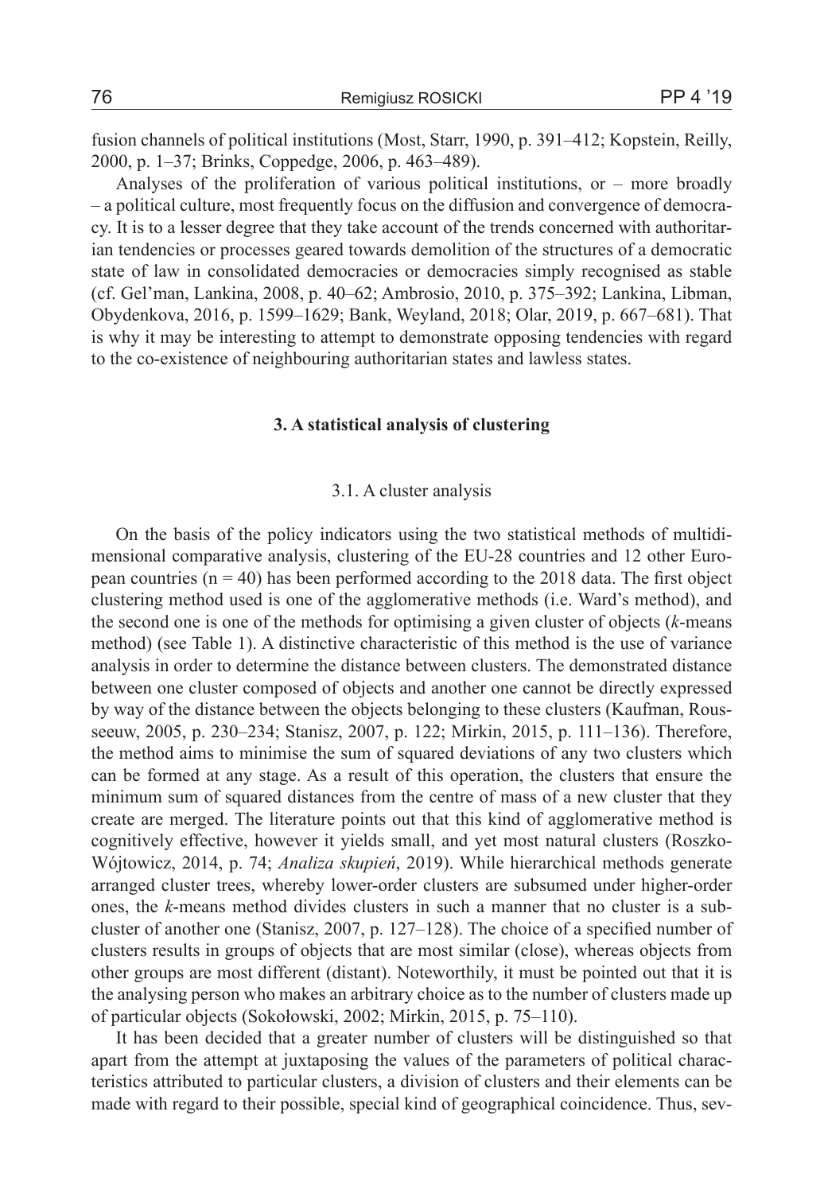fusion channels of political institutions (Most, Starr, 1990, p. 391–412; Kopstein, Reilly, 2000, p. 1–37; Brinks, Coppedge, 2006, p. 463–489).

Analyses of the proliferation of various political institutions, or – more broadly – a political culture, most frequently focus on the diffusion and convergence of democracy. It is to a lesser degree that they take account of the trends concerned with authoritarian tendencies or processes geared towards demolition of the structures of a democratic state of law in consolidated democracies or democracies simply recognised as stable (cf. Gel'man, Lankina, 2008, p. 40–62; Ambrosio, 2010, p. 375–392; Lankina, Libman, Obydenkova, 2016, p. 1599–1629; Bank, Weyland, 2018; Olar, 2019, p. 667–681). That is why it may be interesting to attempt to demonstrate opposing tendencies with regard to the co-existence of neighbouring authoritarian states and lawless states.

## 3. A statistical analysis of clustering

### 3.1. A cluster analysis

On the basis of the policy indicators using the two statistical methods of multidimensional comparative analysis, clustering of the EU-28 countries and 12 other European countries (n = 40) has been performed according to the 2018 data. The first object clustering method used is one of the agglomerative methods (i.e. Ward's method), and the second one is one of the methods for optimising a given cluster of objects (*k*-means method) (see Table 1). A distinctive characteristic of this method is the use of variance analysis in order to determine the distance between clusters. The demonstrated distance between one cluster composed of objects and another one cannot be directly expressed by way of the distance between the objects belonging to these clusters (Kaufman, Rousseeuw, 2005, p. 230–234; Stanisz, 2007, p. 122; Mirkin, 2015, p. 111–136). Therefore, the method aims to minimise the sum of squared deviations of any two clusters which can be formed at any stage. As a result of this operation, the clusters that ensure the minimum sum of squared distances from the centre of mass of a new cluster that they create are merged. The literature points out that this kind of agglomerative method is cognitively effective, however it yields small, and yet most natural clusters (Roszko-Wójtowicz, 2014, p. 74; *Analiza skupień*, 2019). While hierarchical methods generate arranged cluster trees, whereby lower-order clusters are subsumed under higher-order ones, the *k*-means method divides clusters in such a manner that no cluster is a subcluster of another one (Stanisz, 2007, p. 127–128). The choice of a specified number of clusters results in groups of objects that are most similar (close), whereas objects from other groups are most different (distant). Noteworthily, it must be pointed out that it is the analysing person who makes an arbitrary choice as to the number of clusters made up of particular objects (Sokołowski, 2002; Mirkin, 2015, p. 75–110).

It has been decided that a greater number of clusters will be distinguished so that apart from the attempt at juxtaposing the values of the parameters of political characteristics attributed to particular clusters, a division of clusters and their elements can be made with regard to their possible, special kind of geographical coincidence. Thus, sev-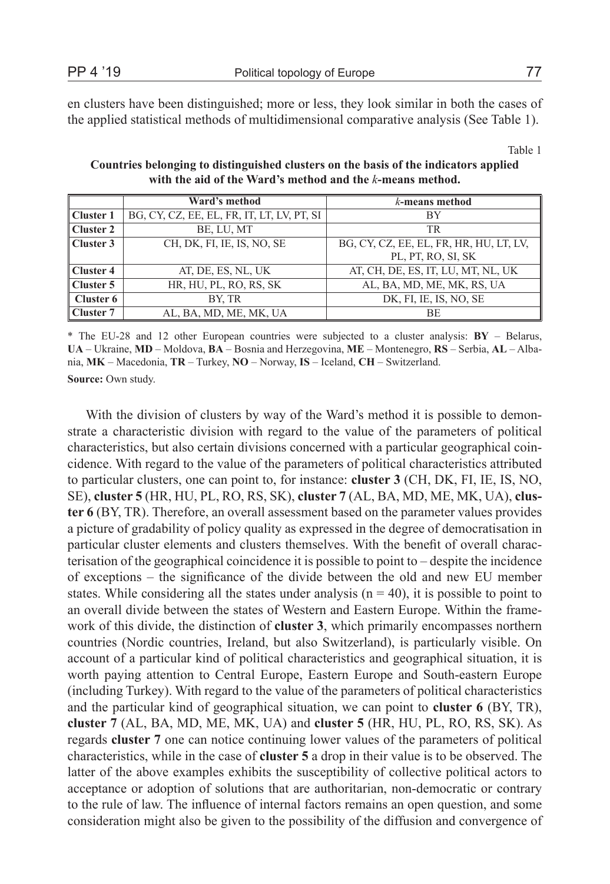en clusters have been distinguished; more or less, they look similar in both the cases of the applied statistical methods of multidimensional comparative analysis (See Table 1).

Table 1

**Countries belonging to distinguished clusters on the basis of the indicators applied with the aid of the Ward's method and the *k*-means method.**

| | Ward's method | *k*-means method |
|---|---|---|
| **Cluster 1** | BG, CY, CZ, EE, EL, FR, IT, LT, LV, PT, SI | BY |
| **Cluster 2** | BE, LU, MT | TR |
| **Cluster 3** | CH, DK, FI, IE, IS, NO, SE | BG, CY, CZ, EE, EL, FR, HR, HU, LT, LV, PL, PT, RO, SI, SK |
| **Cluster 4** | AT, DE, ES, NL, UK | AT, CH, DE, ES, IT, LU, MT, NL, UK |
| **Cluster 5** | HR, HU, PL, RO, RS, SK | AL, BA, MD, ME, MK, RS, UA |
| **Cluster 6** | BY, TR | DK, FI, IE, IS, NO, SE |
| **Cluster 7** | AL, BA, MD, ME, MK, UA | BE |

* The EU-28 and 12 other European countries were subjected to a cluster analysis: **BY** – Belarus, **UA** – Ukraine, **MD** – Moldova, **BA** – Bosnia and Herzegovina, **ME** – Montenegro, **RS** – Serbia, **AL** – Albania, **MK** – Macedonia, **TR** – Turkey, **NO** – Norway, **IS** – Iceland, **CH** – Switzerland.

**Source:** Own study.

With the division of clusters by way of the Ward's method it is possible to demonstrate a characteristic division with regard to the value of the parameters of political characteristics, but also certain divisions concerned with a particular geographical coincidence. With regard to the value of the parameters of political characteristics attributed to particular clusters, one can point to, for instance: **cluster 3** (CH, DK, FI, IE, IS, NO, SE), **cluster 5** (HR, HU, PL, RO, RS, SK), **cluster 7** (AL, BA, MD, ME, MK, UA), **cluster 6** (BY, TR). Therefore, an overall assessment based on the parameter values provides a picture of gradability of policy quality as expressed in the degree of democratisation in particular cluster elements and clusters themselves. With the benefit of overall characterisation of the geographical coincidence it is possible to point to – despite the incidence of exceptions – the significance of the divide between the old and new EU member states. While considering all the states under analysis (n = 40), it is possible to point to an overall divide between the states of Western and Eastern Europe. Within the framework of this divide, the distinction of **cluster 3**, which primarily encompasses northern countries (Nordic countries, Ireland, but also Switzerland), is particularly visible. On account of a particular kind of political characteristics and geographical situation, it is worth paying attention to Central Europe, Eastern Europe and South-eastern Europe (including Turkey). With regard to the value of the parameters of political characteristics and the particular kind of geographical situation, we can point to **cluster 6** (BY, TR), **cluster 7** (AL, BA, MD, ME, MK, UA) and **cluster 5** (HR, HU, PL, RO, RS, SK). As regards **cluster 7** one can notice continuing lower values of the parameters of political characteristics, while in the case of **cluster 5** a drop in their value is to be observed. The latter of the above examples exhibits the susceptibility of collective political actors to acceptance or adoption of solutions that are authoritarian, non-democratic or contrary to the rule of law. The influence of internal factors remains an open question, and some consideration might also be given to the possibility of the diffusion and convergence of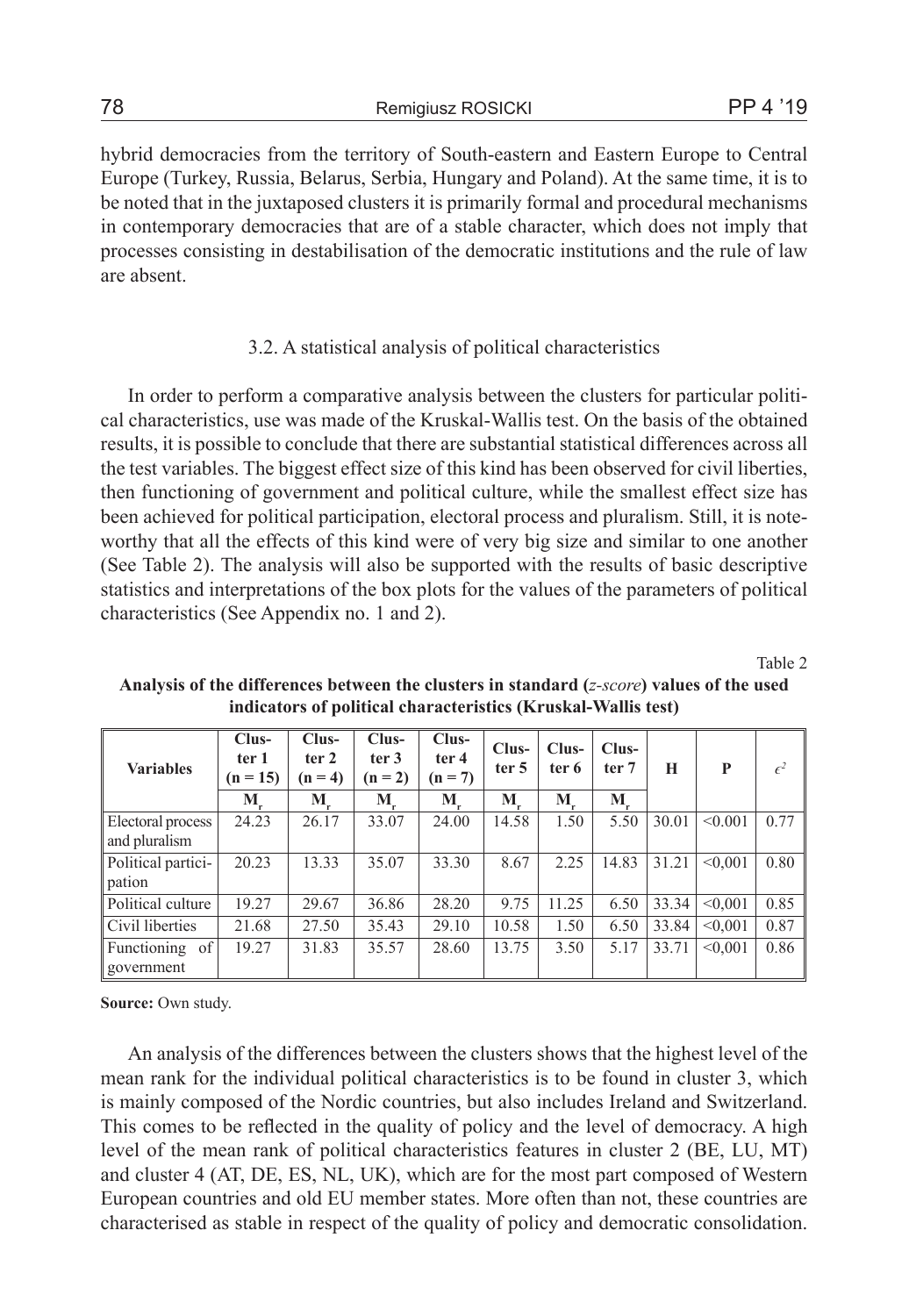hybrid democracies from the territory of South-eastern and Eastern Europe to Central Europe (Turkey, Russia, Belarus, Serbia, Hungary and Poland). At the same time, it is to be noted that in the juxtaposed clusters it is primarily formal and procedural mechanisms in contemporary democracies that are of a stable character, which does not imply that processes consisting in destabilisation of the democratic institutions and the rule of law are absent.

### 3.2. A statistical analysis of political characteristics

In order to perform a comparative analysis between the clusters for particular political characteristics, use was made of the Kruskal-Wallis test. On the basis of the obtained results, it is possible to conclude that there are substantial statistical differences across all the test variables. The biggest effect size of this kind has been observed for civil liberties, then functioning of government and political culture, while the smallest effect size has been achieved for political participation, electoral process and pluralism. Still, it is noteworthy that all the effects of this kind were of very big size and similar to one another (See Table 2). The analysis will also be supported with the results of basic descriptive statistics and interpretations of the box plots for the values of the parameters of political characteristics (See Appendix no. 1 and 2).

Table 2

**Analysis of the differences between the clusters in standard (*z-score*) values of the used indicators of political characteristics (Kruskal-Wallis test)**

| Variables | Cluster 1 (n = 15) | Cluster 2 (n = 4) | Cluster 3 (n = 2) | Cluster 4 (n = 7) | Cluster 5 | Cluster 6 | Cluster 7 | H | P | $\varepsilon^2$ |
|---|---|---|---|---|---|---|---|---|---|---|
| | $M_r$ | $M_r$ | $M_r$ | $M_r$ | $M_r$ | $M_r$ | $M_r$ | | | |
| Electoral process and pluralism | 24.23 | 26.17 | 33.07 | 24.00 | 14.58 | 1.50 | 5.50 | 30.01 | <0.001 | 0.77 |
| Political participation | 20.23 | 13.33 | 35.07 | 33.30 | 8.67 | 2.25 | 14.83 | 31.21 | <0,001 | 0.80 |
| Political culture | 19.27 | 29.67 | 36.86 | 28.20 | 9.75 | 11.25 | 6.50 | 33.34 | <0,001 | 0.85 |
| Civil liberties | 21.68 | 27.50 | 35.43 | 29.10 | 10.58 | 1.50 | 6.50 | 33.84 | <0,001 | 0.87 |
| Functioning of government | 19.27 | 31.83 | 35.57 | 28.60 | 13.75 | 3.50 | 5.17 | 33.71 | <0,001 | 0.86 |

**Source:** Own study.

An analysis of the differences between the clusters shows that the highest level of the mean rank for the individual political characteristics is to be found in cluster 3, which is mainly composed of the Nordic countries, but also includes Ireland and Switzerland. This comes to be reflected in the quality of policy and the level of democracy. A high level of the mean rank of political characteristics features in cluster 2 (BE, LU, MT) and cluster 4 (AT, DE, ES, NL, UK), which are for the most part composed of Western European countries and old EU member states. More often than not, these countries are characterised as stable in respect of the quality of policy and democratic consolidation.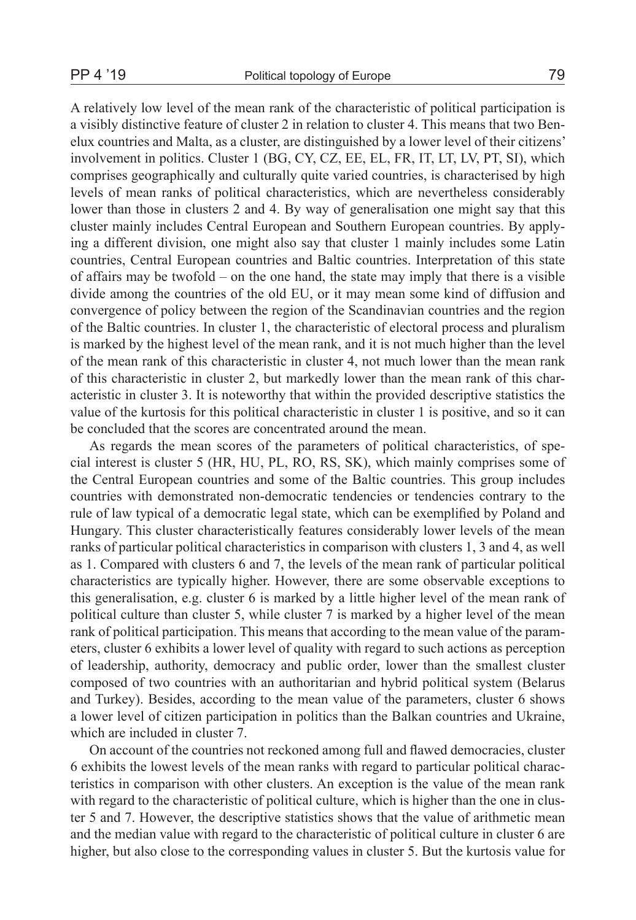A relatively low level of the mean rank of the characteristic of political participation is a visibly distinctive feature of cluster 2 in relation to cluster 4. This means that two Benelux countries and Malta, as a cluster, are distinguished by a lower level of their citizens' involvement in politics. Cluster 1 (BG, CY, CZ, EE, EL, FR, IT, LT, LV, PT, SI), which comprises geographically and culturally quite varied countries, is characterised by high levels of mean ranks of political characteristics, which are nevertheless considerably lower than those in clusters 2 and 4. By way of generalisation one might say that this cluster mainly includes Central European and Southern European countries. By applying a different division, one might also say that cluster 1 mainly includes some Latin countries, Central European countries and Baltic countries. Interpretation of this state of affairs may be twofold – on the one hand, the state may imply that there is a visible divide among the countries of the old EU, or it may mean some kind of diffusion and convergence of policy between the region of the Scandinavian countries and the region of the Baltic countries. In cluster 1, the characteristic of electoral process and pluralism is marked by the highest level of the mean rank, and it is not much higher than the level of the mean rank of this characteristic in cluster 4, not much lower than the mean rank of this characteristic in cluster 2, but markedly lower than the mean rank of this characteristic in cluster 3. It is noteworthy that within the provided descriptive statistics the value of the kurtosis for this political characteristic in cluster 1 is positive, and so it can be concluded that the scores are concentrated around the mean.

As regards the mean scores of the parameters of political characteristics, of special interest is cluster 5 (HR, HU, PL, RO, RS, SK), which mainly comprises some of the Central European countries and some of the Baltic countries. This group includes countries with demonstrated non-democratic tendencies or tendencies contrary to the rule of law typical of a democratic legal state, which can be exemplified by Poland and Hungary. This cluster characteristically features considerably lower levels of the mean ranks of particular political characteristics in comparison with clusters 1, 3 and 4, as well as 1. Compared with clusters 6 and 7, the levels of the mean rank of particular political characteristics are typically higher. However, there are some observable exceptions to this generalisation, e.g. cluster 6 is marked by a little higher level of the mean rank of political culture than cluster 5, while cluster 7 is marked by a higher level of the mean rank of political participation. This means that according to the mean value of the parameters, cluster 6 exhibits a lower level of quality with regard to such actions as perception of leadership, authority, democracy and public order, lower than the smallest cluster composed of two countries with an authoritarian and hybrid political system (Belarus and Turkey). Besides, according to the mean value of the parameters, cluster 6 shows a lower level of citizen participation in politics than the Balkan countries and Ukraine, which are included in cluster 7.

On account of the countries not reckoned among full and flawed democracies, cluster 6 exhibits the lowest levels of the mean ranks with regard to particular political characteristics in comparison with other clusters. An exception is the value of the mean rank with regard to the characteristic of political culture, which is higher than the one in cluster 5 and 7. However, the descriptive statistics shows that the value of arithmetic mean and the median value with regard to the characteristic of political culture in cluster 6 are higher, but also close to the corresponding values in cluster 5. But the kurtosis value for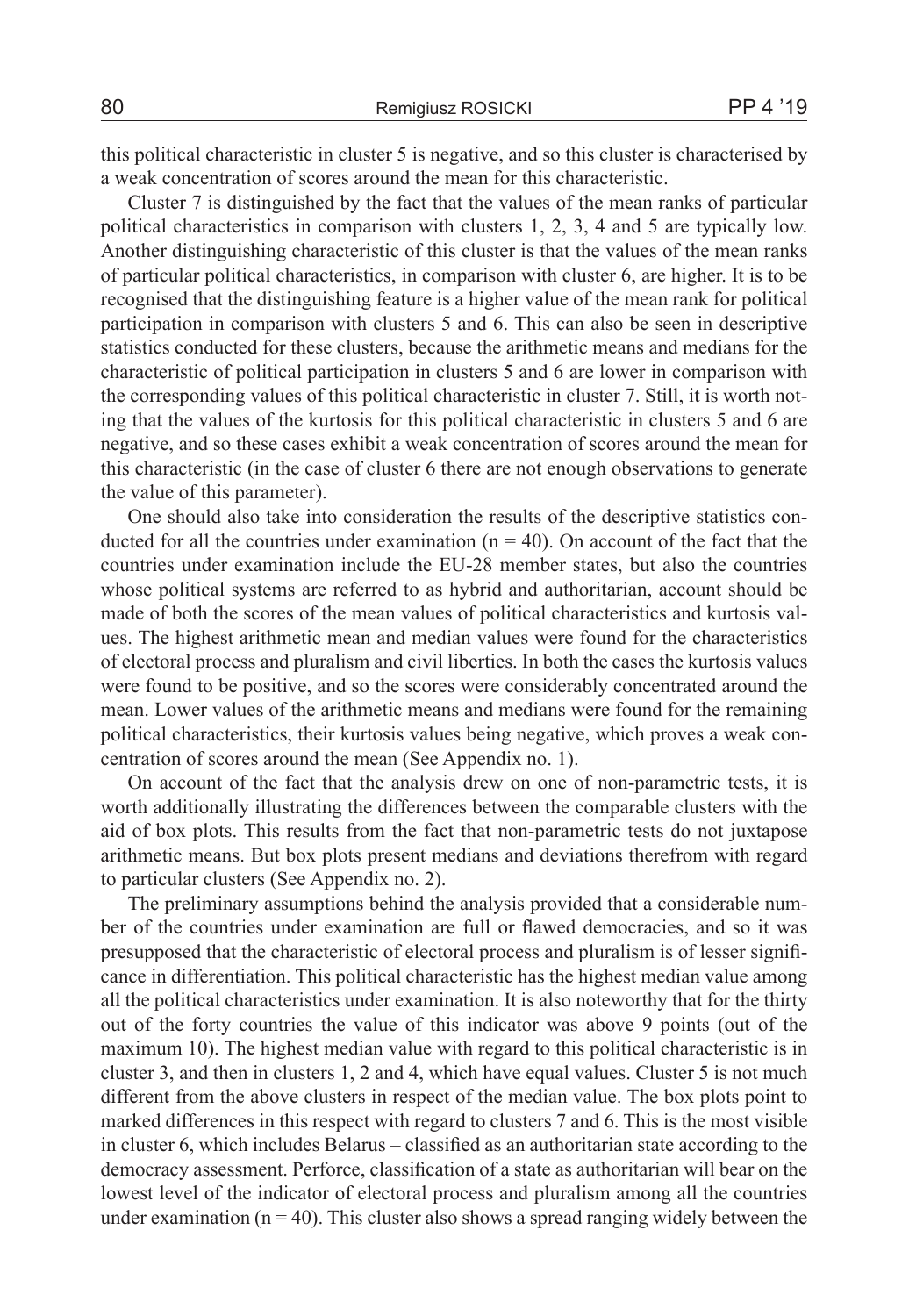this political characteristic in cluster 5 is negative, and so this cluster is characterised by a weak concentration of scores around the mean for this characteristic.

Cluster 7 is distinguished by the fact that the values of the mean ranks of particular political characteristics in comparison with clusters 1, 2, 3, 4 and 5 are typically low. Another distinguishing characteristic of this cluster is that the values of the mean ranks of particular political characteristics, in comparison with cluster 6, are higher. It is to be recognised that the distinguishing feature is a higher value of the mean rank for political participation in comparison with clusters 5 and 6. This can also be seen in descriptive statistics conducted for these clusters, because the arithmetic means and medians for the characteristic of political participation in clusters 5 and 6 are lower in comparison with the corresponding values of this political characteristic in cluster 7. Still, it is worth noting that the values of the kurtosis for this political characteristic in clusters 5 and 6 are negative, and so these cases exhibit a weak concentration of scores around the mean for this characteristic (in the case of cluster 6 there are not enough observations to generate the value of this parameter).

One should also take into consideration the results of the descriptive statistics conducted for all the countries under examination ($n = 40$). On account of the fact that the countries under examination include the EU-28 member states, but also the countries whose political systems are referred to as hybrid and authoritarian, account should be made of both the scores of the mean values of political characteristics and kurtosis values. The highest arithmetic mean and median values were found for the characteristics of electoral process and pluralism and civil liberties. In both the cases the kurtosis values were found to be positive, and so the scores were considerably concentrated around the mean. Lower values of the arithmetic means and medians were found for the remaining political characteristics, their kurtosis values being negative, which proves a weak concentration of scores around the mean (See Appendix no. 1).

On account of the fact that the analysis drew on one of non-parametric tests, it is worth additionally illustrating the differences between the comparable clusters with the aid of box plots. This results from the fact that non-parametric tests do not juxtapose arithmetic means. But box plots present medians and deviations therefrom with regard to particular clusters (See Appendix no. 2).

The preliminary assumptions behind the analysis provided that a considerable number of the countries under examination are full or flawed democracies, and so it was presupposed that the characteristic of electoral process and pluralism is of lesser significance in differentiation. This political characteristic has the highest median value among all the political characteristics under examination. It is also noteworthy that for the thirty out of the forty countries the value of this indicator was above 9 points (out of the maximum 10). The highest median value with regard to this political characteristic is in cluster 3, and then in clusters 1, 2 and 4, which have equal values. Cluster 5 is not much different from the above clusters in respect of the median value. The box plots point to marked differences in this respect with regard to clusters 7 and 6. This is the most visible in cluster 6, which includes Belarus – classified as an authoritarian state according to the democracy assessment. Perforce, classification of a state as authoritarian will bear on the lowest level of the indicator of electoral process and pluralism among all the countries under examination ($n = 40$). This cluster also shows a spread ranging widely between the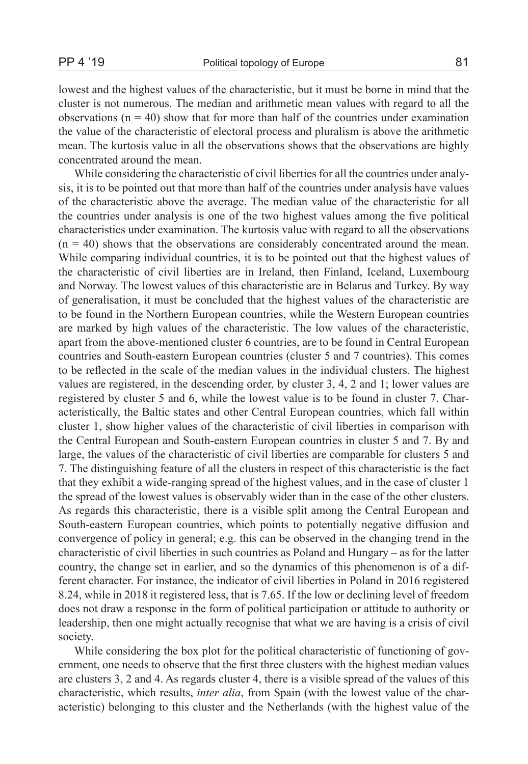lowest and the highest values of the characteristic, but it must be borne in mind that the cluster is not numerous. The median and arithmetic mean values with regard to all the observations ($n = 40$) show that for more than half of the countries under examination the value of the characteristic of electoral process and pluralism is above the arithmetic mean. The kurtosis value in all the observations shows that the observations are highly concentrated around the mean.

While considering the characteristic of civil liberties for all the countries under analysis, it is to be pointed out that more than half of the countries under analysis have values of the characteristic above the average. The median value of the characteristic for all the countries under analysis is one of the two highest values among the five political characteristics under examination. The kurtosis value with regard to all the observations ($n = 40$) shows that the observations are considerably concentrated around the mean. While comparing individual countries, it is to be pointed out that the highest values of the characteristic of civil liberties are in Ireland, then Finland, Iceland, Luxembourg and Norway. The lowest values of this characteristic are in Belarus and Turkey. By way of generalisation, it must be concluded that the highest values of the characteristic are to be found in the Northern European countries, while the Western European countries are marked by high values of the characteristic. The low values of the characteristic, apart from the above-mentioned cluster 6 countries, are to be found in Central European countries and South-eastern European countries (cluster 5 and 7 countries). This comes to be reflected in the scale of the median values in the individual clusters. The highest values are registered, in the descending order, by cluster 3, 4, 2 and 1; lower values are registered by cluster 5 and 6, while the lowest value is to be found in cluster 7. Characteristically, the Baltic states and other Central European countries, which fall within cluster 1, show higher values of the characteristic of civil liberties in comparison with the Central European and South-eastern European countries in cluster 5 and 7. By and large, the values of the characteristic of civil liberties are comparable for clusters 5 and 7. The distinguishing feature of all the clusters in respect of this characteristic is the fact that they exhibit a wide-ranging spread of the highest values, and in the case of cluster 1 the spread of the lowest values is observably wider than in the case of the other clusters. As regards this characteristic, there is a visible split among the Central European and South-eastern European countries, which points to potentially negative diffusion and convergence of policy in general; e.g. this can be observed in the changing trend in the characteristic of civil liberties in such countries as Poland and Hungary – as for the latter country, the change set in earlier, and so the dynamics of this phenomenon is of a different character. For instance, the indicator of civil liberties in Poland in 2016 registered 8.24, while in 2018 it registered less, that is 7.65. If the low or declining level of freedom does not draw a response in the form of political participation or attitude to authority or leadership, then one might actually recognise that what we are having is a crisis of civil society.

While considering the box plot for the political characteristic of functioning of government, one needs to observe that the first three clusters with the highest median values are clusters 3, 2 and 4. As regards cluster 4, there is a visible spread of the values of this characteristic, which results, *inter alia*, from Spain (with the lowest value of the characteristic) belonging to this cluster and the Netherlands (with the highest value of the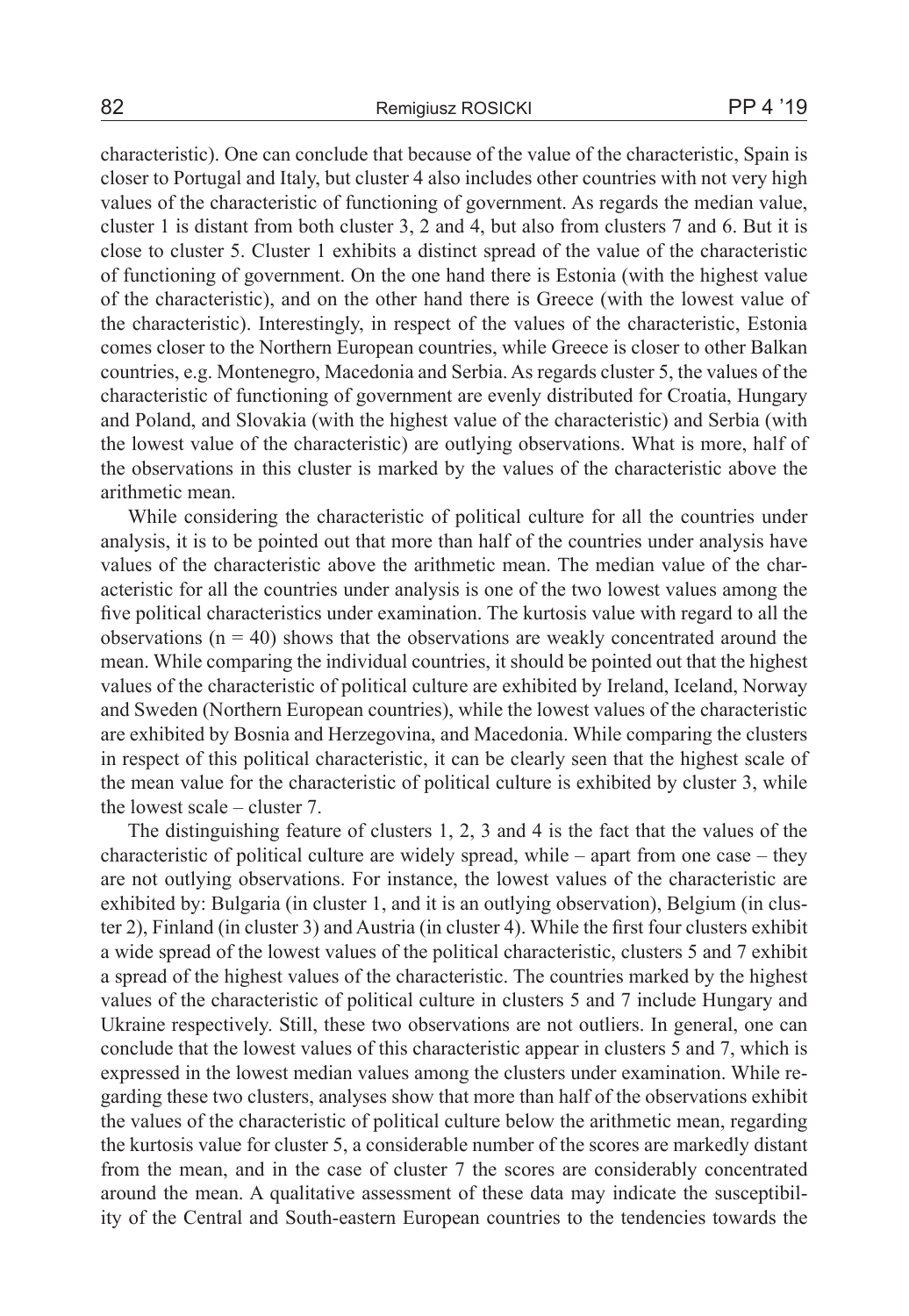characteristic). One can conclude that because of the value of the characteristic, Spain is closer to Portugal and Italy, but cluster 4 also includes other countries with not very high values of the characteristic of functioning of government. As regards the median value, cluster 1 is distant from both cluster 3, 2 and 4, but also from clusters 7 and 6. But it is close to cluster 5. Cluster 1 exhibits a distinct spread of the value of the characteristic of functioning of government. On the one hand there is Estonia (with the highest value of the characteristic), and on the other hand there is Greece (with the lowest value of the characteristic). Interestingly, in respect of the values of the characteristic, Estonia comes closer to the Northern European countries, while Greece is closer to other Balkan countries, e.g. Montenegro, Macedonia and Serbia. As regards cluster 5, the values of the characteristic of functioning of government are evenly distributed for Croatia, Hungary and Poland, and Slovakia (with the highest value of the characteristic) and Serbia (with the lowest value of the characteristic) are outlying observations. What is more, half of the observations in this cluster is marked by the values of the characteristic above the arithmetic mean.

While considering the characteristic of political culture for all the countries under analysis, it is to be pointed out that more than half of the countries under analysis have values of the characteristic above the arithmetic mean. The median value of the characteristic for all the countries under analysis is one of the two lowest values among the five political characteristics under examination. The kurtosis value with regard to all the observations ($n = 40$) shows that the observations are weakly concentrated around the mean. While comparing the individual countries, it should be pointed out that the highest values of the characteristic of political culture are exhibited by Ireland, Iceland, Norway and Sweden (Northern European countries), while the lowest values of the characteristic are exhibited by Bosnia and Herzegovina, and Macedonia. While comparing the clusters in respect of this political characteristic, it can be clearly seen that the highest scale of the mean value for the characteristic of political culture is exhibited by cluster 3, while the lowest scale – cluster 7.

The distinguishing feature of clusters 1, 2, 3 and 4 is the fact that the values of the characteristic of political culture are widely spread, while – apart from one case – they are not outlying observations. For instance, the lowest values of the characteristic are exhibited by: Bulgaria (in cluster 1, and it is an outlying observation), Belgium (in cluster 2), Finland (in cluster 3) and Austria (in cluster 4). While the first four clusters exhibit a wide spread of the lowest values of the political characteristic, clusters 5 and 7 exhibit a spread of the highest values of the characteristic. The countries marked by the highest values of the characteristic of political culture in clusters 5 and 7 include Hungary and Ukraine respectively. Still, these two observations are not outliers. In general, one can conclude that the lowest values of this characteristic appear in clusters 5 and 7, which is expressed in the lowest median values among the clusters under examination. While regarding these two clusters, analyses show that more than half of the observations exhibit the values of the characteristic of political culture below the arithmetic mean, regarding the kurtosis value for cluster 5, a considerable number of the scores are markedly distant from the mean, and in the case of cluster 7 the scores are considerably concentrated around the mean. A qualitative assessment of these data may indicate the susceptibility of the Central and South-eastern European countries to the tendencies towards the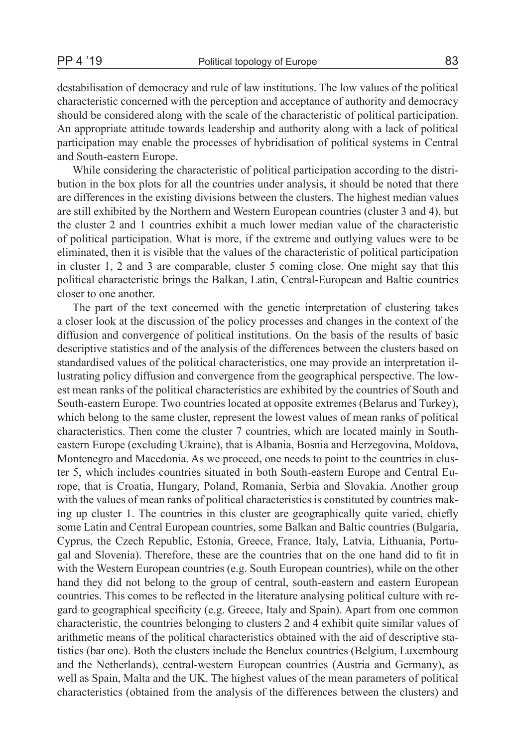destabilisation of democracy and rule of law institutions. The low values of the political characteristic concerned with the perception and acceptance of authority and democracy should be considered along with the scale of the characteristic of political participation. An appropriate attitude towards leadership and authority along with a lack of political participation may enable the processes of hybridisation of political systems in Central and South-eastern Europe.

While considering the characteristic of political participation according to the distribution in the box plots for all the countries under analysis, it should be noted that there are differences in the existing divisions between the clusters. The highest median values are still exhibited by the Northern and Western European countries (cluster 3 and 4), but the cluster 2 and 1 countries exhibit a much lower median value of the characteristic of political participation. What is more, if the extreme and outlying values were to be eliminated, then it is visible that the values of the characteristic of political participation in cluster 1, 2 and 3 are comparable, cluster 5 coming close. One might say that this political characteristic brings the Balkan, Latin, Central-European and Baltic countries closer to one another.

The part of the text concerned with the genetic interpretation of clustering takes a closer look at the discussion of the policy processes and changes in the context of the diffusion and convergence of political institutions. On the basis of the results of basic descriptive statistics and of the analysis of the differences between the clusters based on standardised values of the political characteristics, one may provide an interpretation illustrating policy diffusion and convergence from the geographical perspective. The lowest mean ranks of the political characteristics are exhibited by the countries of South and South-eastern Europe. Two countries located at opposite extremes (Belarus and Turkey), which belong to the same cluster, represent the lowest values of mean ranks of political characteristics. Then come the cluster 7 countries, which are located mainly in South-eastern Europe (excluding Ukraine), that is Albania, Bosnia and Herzegovina, Moldova, Montenegro and Macedonia. As we proceed, one needs to point to the countries in cluster 5, which includes countries situated in both South-eastern Europe and Central Europe, that is Croatia, Hungary, Poland, Romania, Serbia and Slovakia. Another group with the values of mean ranks of political characteristics is constituted by countries making up cluster 1. The countries in this cluster are geographically quite varied, chiefly some Latin and Central European countries, some Balkan and Baltic countries (Bulgaria, Cyprus, the Czech Republic, Estonia, Greece, France, Italy, Latvia, Lithuania, Portugal and Slovenia). Therefore, these are the countries that on the one hand did to fit in with the Western European countries (e.g. South European countries), while on the other hand they did not belong to the group of central, south-eastern and eastern European countries. This comes to be reflected in the literature analysing political culture with regard to geographical specificity (e.g. Greece, Italy and Spain). Apart from one common characteristic, the countries belonging to clusters 2 and 4 exhibit quite similar values of arithmetic means of the political characteristics obtained with the aid of descriptive statistics (bar one). Both the clusters include the Benelux countries (Belgium, Luxembourg and the Netherlands), central-western European countries (Austria and Germany), as well as Spain, Malta and the UK. The highest values of the mean parameters of political characteristics (obtained from the analysis of the differences between the clusters) and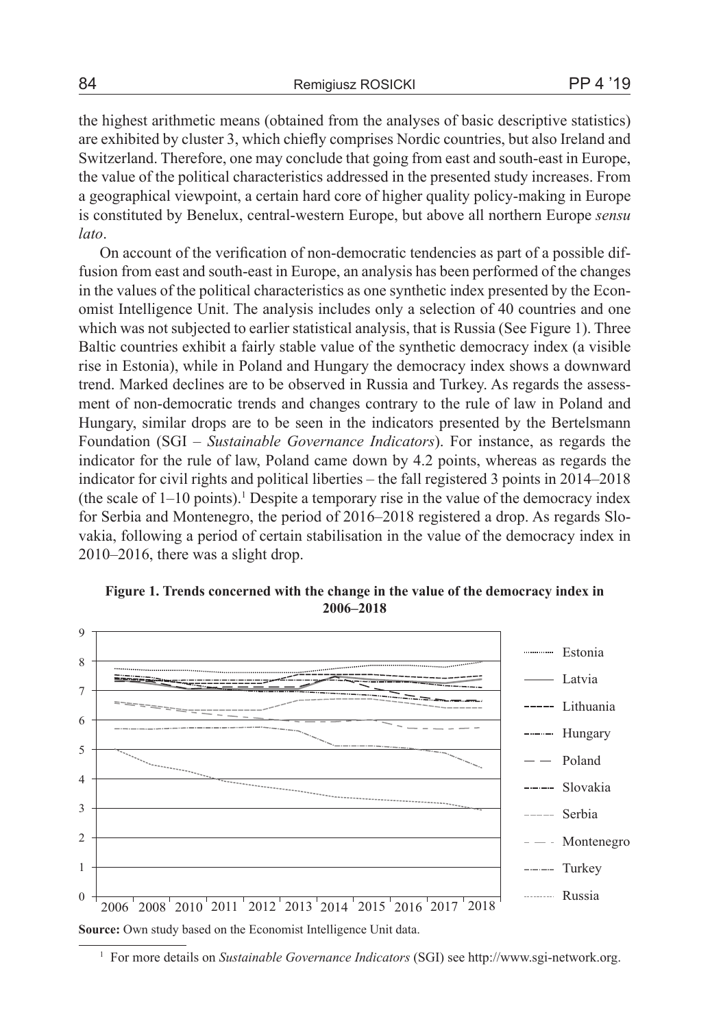the highest arithmetic means (obtained from the analyses of basic descriptive statistics) are exhibited by cluster 3, which chiefly comprises Nordic countries, but also Ireland and Switzerland. Therefore, one may conclude that going from east and south-east in Europe, the value of the political characteristics addressed in the presented study increases. From a geographical viewpoint, a certain hard core of higher quality policy-making in Europe is constituted by Benelux, central-western Europe, but above all northern Europe *sensu lato*.

On account of the verification of non-democratic tendencies as part of a possible diffusion from east and south-east in Europe, an analysis has been performed of the changes in the values of the political characteristics as one synthetic index presented by the Economist Intelligence Unit. The analysis includes only a selection of 40 countries and one which was not subjected to earlier statistical analysis, that is Russia (See Figure 1). Three Baltic countries exhibit a fairly stable value of the synthetic democracy index (a visible rise in Estonia), while in Poland and Hungary the democracy index shows a downward trend. Marked declines are to be observed in Russia and Turkey. As regards the assessment of non-democratic trends and changes contrary to the rule of law in Poland and Hungary, similar drops are to be seen in the indicators presented by the Bertelsmann Foundation (SGI – *Sustainable Governance Indicators*). For instance, as regards the indicator for the rule of law, Poland came down by 4.2 points, whereas as regards the indicator for civil rights and political liberties – the fall registered 3 points in 2014–2018 (the scale of 1–10 points).[1] Despite a temporary rise in the value of the democracy index for Serbia and Montenegro, the period of 2016–2018 registered a drop. As regards Slovakia, following a period of certain stabilisation in the value of the democracy index in 2010–2016, there was a slight drop.

**Figure 1. Trends concerned with the change in the value of the democracy index in 2006–2018**

**Source:** Own study based on the Economist Intelligence Unit data.

[1] For more details on *Sustainable Governance Indicators* (SGI) see http://www.sgi-network.org.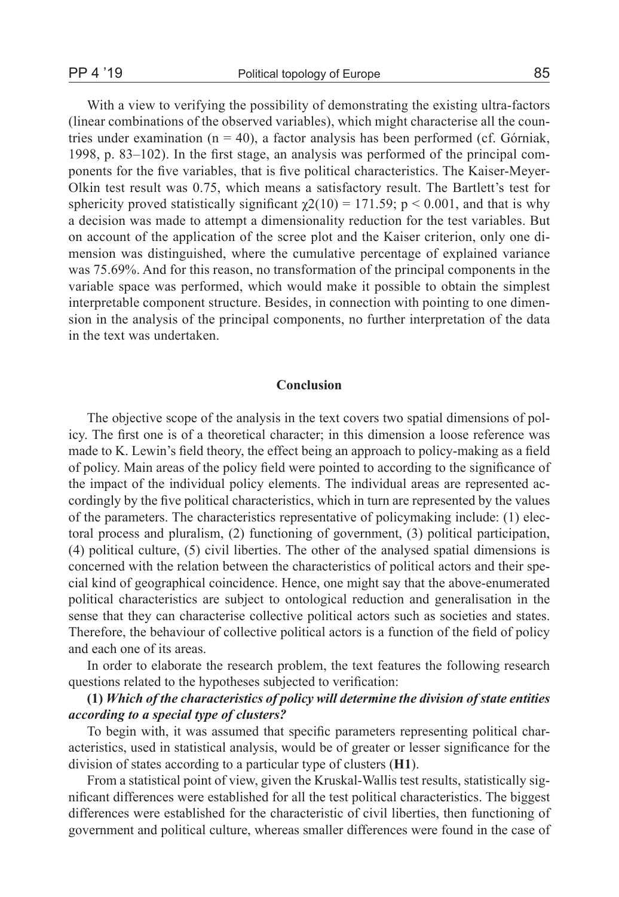With a view to verifying the possibility of demonstrating the existing ultra-factors (linear combinations of the observed variables), which might characterise all the countries under examination ($n = 40$), a factor analysis has been performed (cf. Górniak, 1998, p. 83–102). In the first stage, an analysis was performed of the principal components for the five variables, that is five political characteristics. The Kaiser-Meyer-Olkin test result was 0.75, which means a satisfactory result. The Bartlett's test for sphericity proved statistically significant $\chi 2(10) = 171.59$; $p < 0.001$, and that is why a decision was made to attempt a dimensionality reduction for the test variables. But on account of the application of the scree plot and the Kaiser criterion, only one dimension was distinguished, where the cumulative percentage of explained variance was 75.69%. And for this reason, no transformation of the principal components in the variable space was performed, which would make it possible to obtain the simplest interpretable component structure. Besides, in connection with pointing to one dimension in the analysis of the principal components, no further interpretation of the data in the text was undertaken.

## Conclusion

The objective scope of the analysis in the text covers two spatial dimensions of policy. The first one is of a theoretical character; in this dimension a loose reference was made to K. Lewin's field theory, the effect being an approach to policy-making as a field of policy. Main areas of the policy field were pointed to according to the significance of the impact of the individual policy elements. The individual areas are represented accordingly by the five political characteristics, which in turn are represented by the values of the parameters. The characteristics representative of policymaking include: (1) electoral process and pluralism, (2) functioning of government, (3) political participation, (4) political culture, (5) civil liberties. The other of the analysed spatial dimensions is concerned with the relation between the characteristics of political actors and their special kind of geographical coincidence. Hence, one might say that the above-enumerated political characteristics are subject to ontological reduction and generalisation in the sense that they can characterise collective political actors such as societies and states. Therefore, the behaviour of collective political actors is a function of the field of policy and each one of its areas.

In order to elaborate the research problem, the text features the following research questions related to the hypotheses subjected to verification:

**(1)** ***Which of the characteristics of policy will determine the division of state entities according to a special type of clusters?***

To begin with, it was assumed that specific parameters representing political characteristics, used in statistical analysis, would be of greater or lesser significance for the division of states according to a particular type of clusters (**H1**).

From a statistical point of view, given the Kruskal-Wallis test results, statistically significant differences were established for all the test political characteristics. The biggest differences were established for the characteristic of civil liberties, then functioning of government and political culture, whereas smaller differences were found in the case of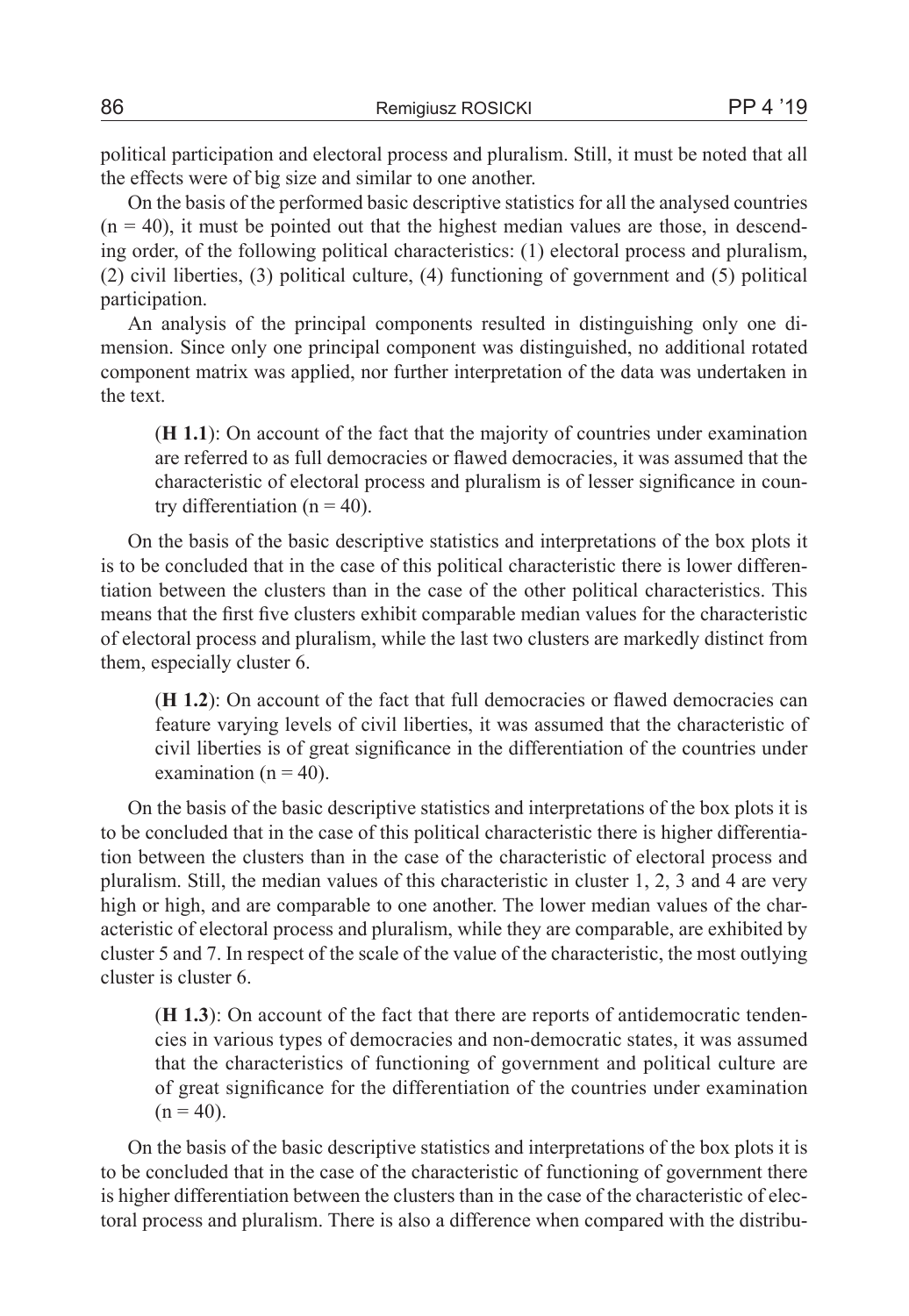political participation and electoral process and pluralism. Still, it must be noted that all the effects were of big size and similar to one another.

On the basis of the performed basic descriptive statistics for all the analysed countries ($n = 40$), it must be pointed out that the highest median values are those, in descending order, of the following political characteristics: (1) electoral process and pluralism, (2) civil liberties, (3) political culture, (4) functioning of government and (5) political participation.

An analysis of the principal components resulted in distinguishing only one dimension. Since only one principal component was distinguished, no additional rotated component matrix was applied, nor further interpretation of the data was undertaken in the text.

> (**H 1.1**): On account of the fact that the majority of countries under examination are referred to as full democracies or flawed democracies, it was assumed that the characteristic of electoral process and pluralism is of lesser significance in country differentiation ($n = 40$).

On the basis of the basic descriptive statistics and interpretations of the box plots it is to be concluded that in the case of this political characteristic there is lower differentiation between the clusters than in the case of the other political characteristics. This means that the first five clusters exhibit comparable median values for the characteristic of electoral process and pluralism, while the last two clusters are markedly distinct from them, especially cluster 6.

> (**H 1.2**): On account of the fact that full democracies or flawed democracies can feature varying levels of civil liberties, it was assumed that the characteristic of civil liberties is of great significance in the differentiation of the countries under examination ($n = 40$).

On the basis of the basic descriptive statistics and interpretations of the box plots it is to be concluded that in the case of this political characteristic there is higher differentiation between the clusters than in the case of the characteristic of electoral process and pluralism. Still, the median values of this characteristic in cluster 1, 2, 3 and 4 are very high or high, and are comparable to one another. The lower median values of the characteristic of electoral process and pluralism, while they are comparable, are exhibited by cluster 5 and 7. In respect of the scale of the value of the characteristic, the most outlying cluster is cluster 6.

> (**H 1.3**): On account of the fact that there are reports of antidemocratic tendencies in various types of democracies and non-democratic states, it was assumed that the characteristics of functioning of government and political culture are of great significance for the differentiation of the countries under examination ($n = 40$).

On the basis of the basic descriptive statistics and interpretations of the box plots it is to be concluded that in the case of the characteristic of functioning of government there is higher differentiation between the clusters than in the case of the characteristic of electoral process and pluralism. There is also a difference when compared with the distribu-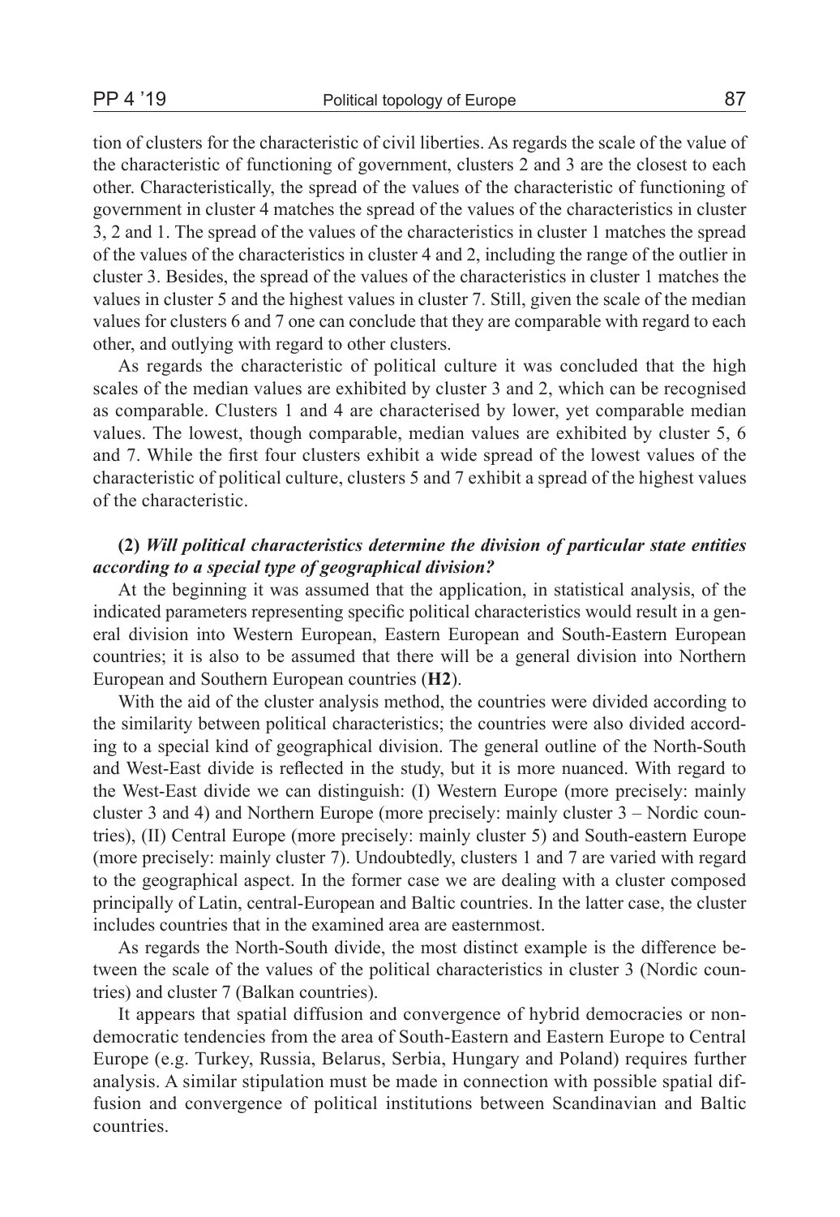tion of clusters for the characteristic of civil liberties. As regards the scale of the value of the characteristic of functioning of government, clusters 2 and 3 are the closest to each other. Characteristically, the spread of the values of the characteristic of functioning of government in cluster 4 matches the spread of the values of the characteristics in cluster 3, 2 and 1. The spread of the values of the characteristics in cluster 1 matches the spread of the values of the characteristics in cluster 4 and 2, including the range of the outlier in cluster 3. Besides, the spread of the values of the characteristics in cluster 1 matches the values in cluster 5 and the highest values in cluster 7. Still, given the scale of the median values for clusters 6 and 7 one can conclude that they are comparable with regard to each other, and outlying with regard to other clusters.

As regards the characteristic of political culture it was concluded that the high scales of the median values are exhibited by cluster 3 and 2, which can be recognised as comparable. Clusters 1 and 4 are characterised by lower, yet comparable median values. The lowest, though comparable, median values are exhibited by cluster 5, 6 and 7. While the first four clusters exhibit a wide spread of the lowest values of the characteristic of political culture, clusters 5 and 7 exhibit a spread of the highest values of the characteristic.

**(2)** ***Will political characteristics determine the division of particular state entities according to a special type of geographical division?***

At the beginning it was assumed that the application, in statistical analysis, of the indicated parameters representing specific political characteristics would result in a general division into Western European, Eastern European and South-Eastern European countries; it is also to be assumed that there will be a general division into Northern European and Southern European countries (**H2**).

With the aid of the cluster analysis method, the countries were divided according to the similarity between political characteristics; the countries were also divided according to a special kind of geographical division. The general outline of the North-South and West-East divide is reflected in the study, but it is more nuanced. With regard to the West-East divide we can distinguish: (I) Western Europe (more precisely: mainly cluster 3 and 4) and Northern Europe (more precisely: mainly cluster 3 – Nordic countries), (II) Central Europe (more precisely: mainly cluster 5) and South-eastern Europe (more precisely: mainly cluster 7). Undoubtedly, clusters 1 and 7 are varied with regard to the geographical aspect. In the former case we are dealing with a cluster composed principally of Latin, central-European and Baltic countries. In the latter case, the cluster includes countries that in the examined area are easternmost.

As regards the North-South divide, the most distinct example is the difference between the scale of the values of the political characteristics in cluster 3 (Nordic countries) and cluster 7 (Balkan countries).

It appears that spatial diffusion and convergence of hybrid democracies or non-democratic tendencies from the area of South-Eastern and Eastern Europe to Central Europe (e.g. Turkey, Russia, Belarus, Serbia, Hungary and Poland) requires further analysis. A similar stipulation must be made in connection with possible spatial diffusion and convergence of political institutions between Scandinavian and Baltic countries.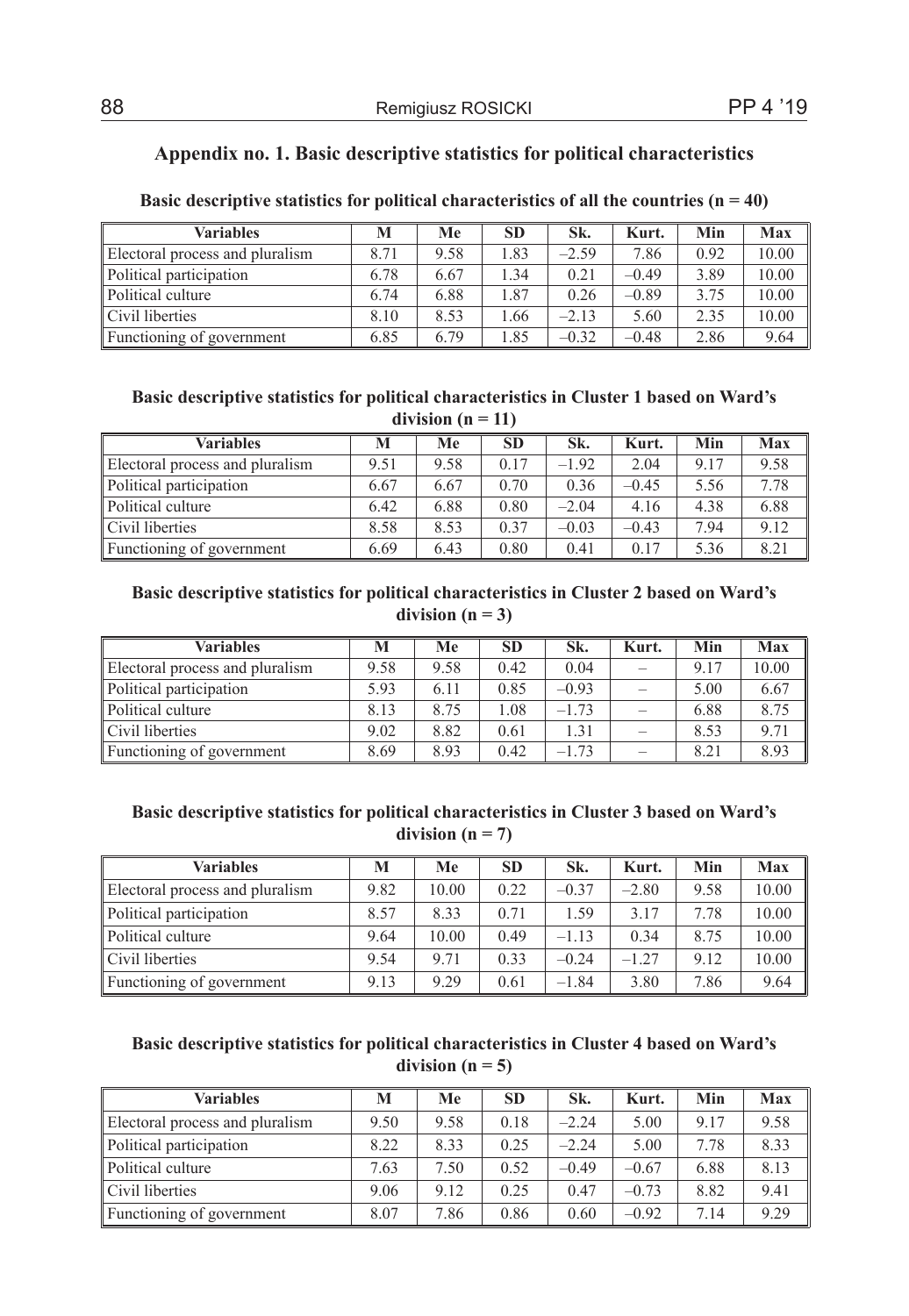## Appendix no. 1. Basic descriptive statistics for political characteristics

**Basic descriptive statistics for political characteristics of all the countries (n = 40)**

| Variables | M | Me | SD | Sk. | Kurt. | Min | Max |
|---|---|---|---|---|---|---|---|
| Electoral process and pluralism | 8.71 | 9.58 | 1.83 | –2.59 | 7.86 | 0.92 | 10.00 |
| Political participation | 6.78 | 6.67 | 1.34 | 0.21 | –0.49 | 3.89 | 10.00 |
| Political culture | 6.74 | 6.88 | 1.87 | 0.26 | –0.89 | 3.75 | 10.00 |
| Civil liberties | 8.10 | 8.53 | 1.66 | –2.13 | 5.60 | 2.35 | 10.00 |
| Functioning of government | 6.85 | 6.79 | 1.85 | –0.32 | –0.48 | 2.86 | 9.64 |

**Basic descriptive statistics for political characteristics in Cluster 1 based on Ward's division (n = 11)**

| Variables | M | Me | SD | Sk. | Kurt. | Min | Max |
|---|---|---|---|---|---|---|---|
| Electoral process and pluralism | 9.51 | 9.58 | 0.17 | –1.92 | 2.04 | 9.17 | 9.58 |
| Political participation | 6.67 | 6.67 | 0.70 | 0.36 | –0.45 | 5.56 | 7.78 |
| Political culture | 6.42 | 6.88 | 0.80 | –2.04 | 4.16 | 4.38 | 6.88 |
| Civil liberties | 8.58 | 8.53 | 0.37 | –0.03 | –0.43 | 7.94 | 9.12 |
| Functioning of government | 6.69 | 6.43 | 0.80 | 0.41 | 0.17 | 5.36 | 8.21 |

**Basic descriptive statistics for political characteristics in Cluster 2 based on Ward's division (n = 3)**

| Variables | M | Me | SD | Sk. | Kurt. | Min | Max |
|---|---|---|---|---|---|---|---|
| Electoral process and pluralism | 9.58 | 9.58 | 0.42 | 0.04 | – | 9.17 | 10.00 |
| Political participation | 5.93 | 6.11 | 0.85 | –0.93 | – | 5.00 | 6.67 |
| Political culture | 8.13 | 8.75 | 1.08 | –1.73 | – | 6.88 | 8.75 |
| Civil liberties | 9.02 | 8.82 | 0.61 | 1.31 | – | 8.53 | 9.71 |
| Functioning of government | 8.69 | 8.93 | 0.42 | –1.73 | – | 8.21 | 8.93 |

**Basic descriptive statistics for political characteristics in Cluster 3 based on Ward's division (n = 7)**

| Variables | M | Me | SD | Sk. | Kurt. | Min | Max |
|---|---|---|---|---|---|---|---|
| Electoral process and pluralism | 9.82 | 10.00 | 0.22 | –0.37 | –2.80 | 9.58 | 10.00 |
| Political participation | 8.57 | 8.33 | 0.71 | 1.59 | 3.17 | 7.78 | 10.00 |
| Political culture | 9.64 | 10.00 | 0.49 | –1.13 | 0.34 | 8.75 | 10.00 |
| Civil liberties | 9.54 | 9.71 | 0.33 | –0.24 | –1.27 | 9.12 | 10.00 |
| Functioning of government | 9.13 | 9.29 | 0.61 | –1.84 | 3.80 | 7.86 | 9.64 |

**Basic descriptive statistics for political characteristics in Cluster 4 based on Ward's division (n = 5)**

| Variables | M | Me | SD | Sk. | Kurt. | Min | Max |
|---|---|---|---|---|---|---|---|
| Electoral process and pluralism | 9.50 | 9.58 | 0.18 | –2.24 | 5.00 | 9.17 | 9.58 |
| Political participation | 8.22 | 8.33 | 0.25 | –2.24 | 5.00 | 7.78 | 8.33 |
| Political culture | 7.63 | 7.50 | 0.52 | –0.49 | –0.67 | 6.88 | 8.13 |
| Civil liberties | 9.06 | 9.12 | 0.25 | 0.47 | –0.73 | 8.82 | 9.41 |
| Functioning of government | 8.07 | 7.86 | 0.86 | 0.60 | –0.92 | 7.14 | 9.29 |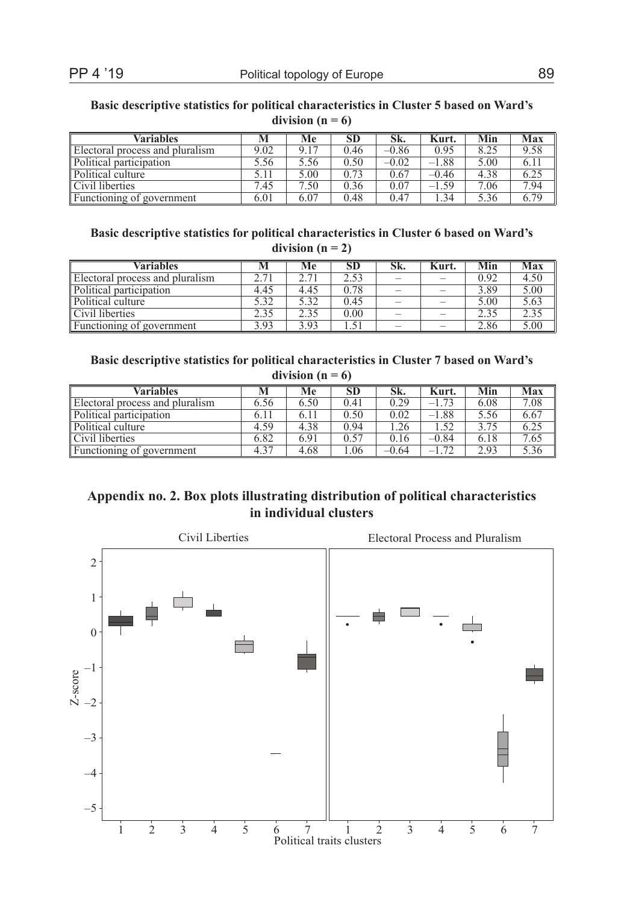**Basic descriptive statistics for political characteristics in Cluster 5 based on Ward's division (n = 6)**

| Variables | M | Me | SD | Sk. | Kurt. | Min | Max |
|---|---|---|---|---|---|---|---|
| Electoral process and pluralism | 9.02 | 9.17 | 0.46 | –0.86 | 0.95 | 8.25 | 9.58 |
| Political participation | 5.56 | 5.56 | 0.50 | –0.02 | –1.88 | 5.00 | 6.11 |
| Political culture | 5.11 | 5.00 | 0.73 | 0.67 | –0.46 | 4.38 | 6.25 |
| Civil liberties | 7.45 | 7.50 | 0.36 | 0.07 | –1.59 | 7.06 | 7.94 |
| Functioning of government | 6.01 | 6.07 | 0.48 | 0.47 | 1.34 | 5.36 | 6.79 |

**Basic descriptive statistics for political characteristics in Cluster 6 based on Ward's division (n = 2)**

| Variables | M | Me | SD | Sk. | Kurt. | Min | Max |
|---|---|---|---|---|---|---|---|
| Electoral process and pluralism | 2.71 | 2.71 | 2.53 | – | – | 0.92 | 4.50 |
| Political participation | 4.45 | 4.45 | 0.78 | – | – | 3.89 | 5.00 |
| Political culture | 5.32 | 5.32 | 0.45 | – | – | 5.00 | 5.63 |
| Civil liberties | 2.35 | 2.35 | 0.00 | – | – | 2.35 | 2.35 |
| Functioning of government | 3.93 | 3.93 | 1.51 | – | – | 2.86 | 5.00 |

**Basic descriptive statistics for political characteristics in Cluster 7 based on Ward's division (n = 6)**

| Variables | M | Me | SD | Sk. | Kurt. | Min | Max |
|---|---|---|---|---|---|---|---|
| Electoral process and pluralism | 6.56 | 6.50 | 0.41 | 0.29 | –1.73 | 6.08 | 7.08 |
| Political participation | 6.11 | 6.11 | 0.50 | 0.02 | –1.88 | 5.56 | 6.67 |
| Political culture | 4.59 | 4.38 | 0.94 | 1.26 | 1.52 | 3.75 | 6.25 |
| Civil liberties | 6.82 | 6.91 | 0.57 | 0.16 | –0.84 | 6.18 | 7.65 |
| Functioning of government | 4.37 | 4.68 | 1.06 | –0.64 | –1.72 | 2.93 | 5.36 |

## Appendix no. 2. Box plots illustrating distribution of political characteristics in individual clusters

Civil Liberties — Electoral Process and Pluralism

Z-score

Political traits clusters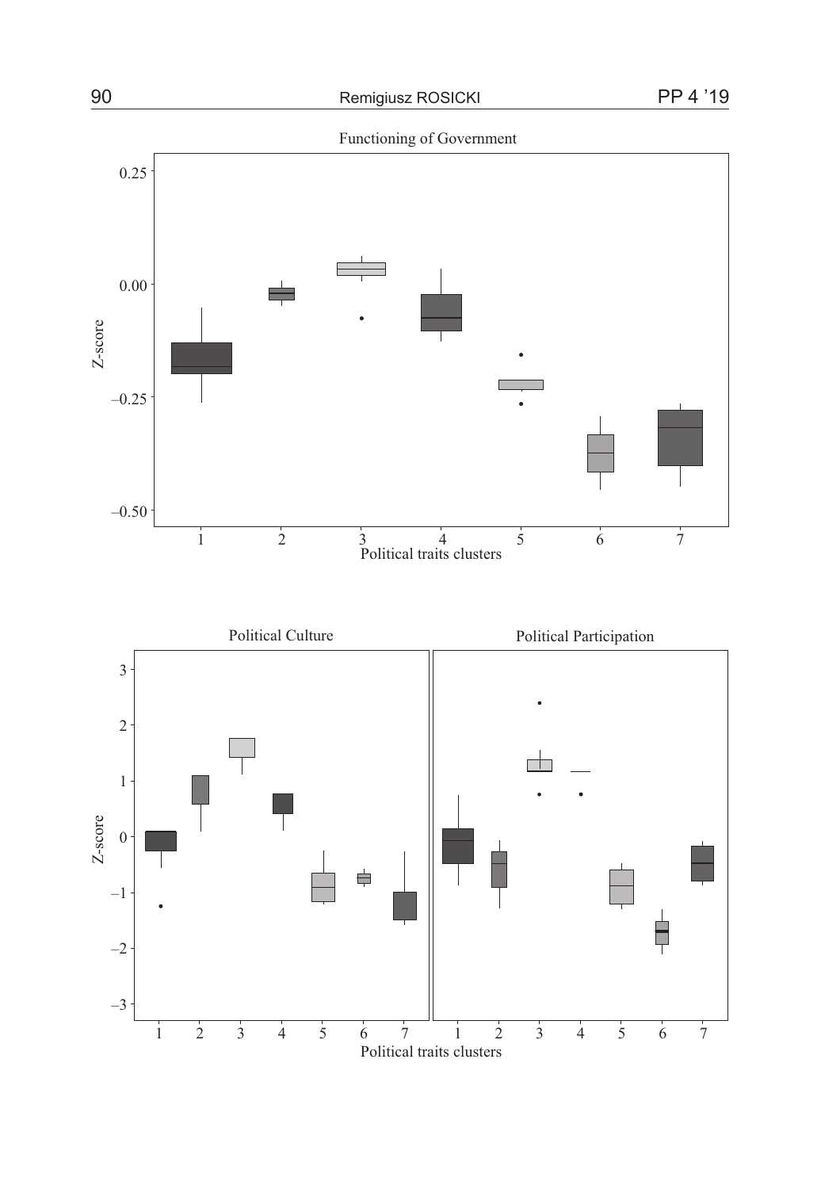Functioning of Government

Political Culture

Political Participation

Political traits clusters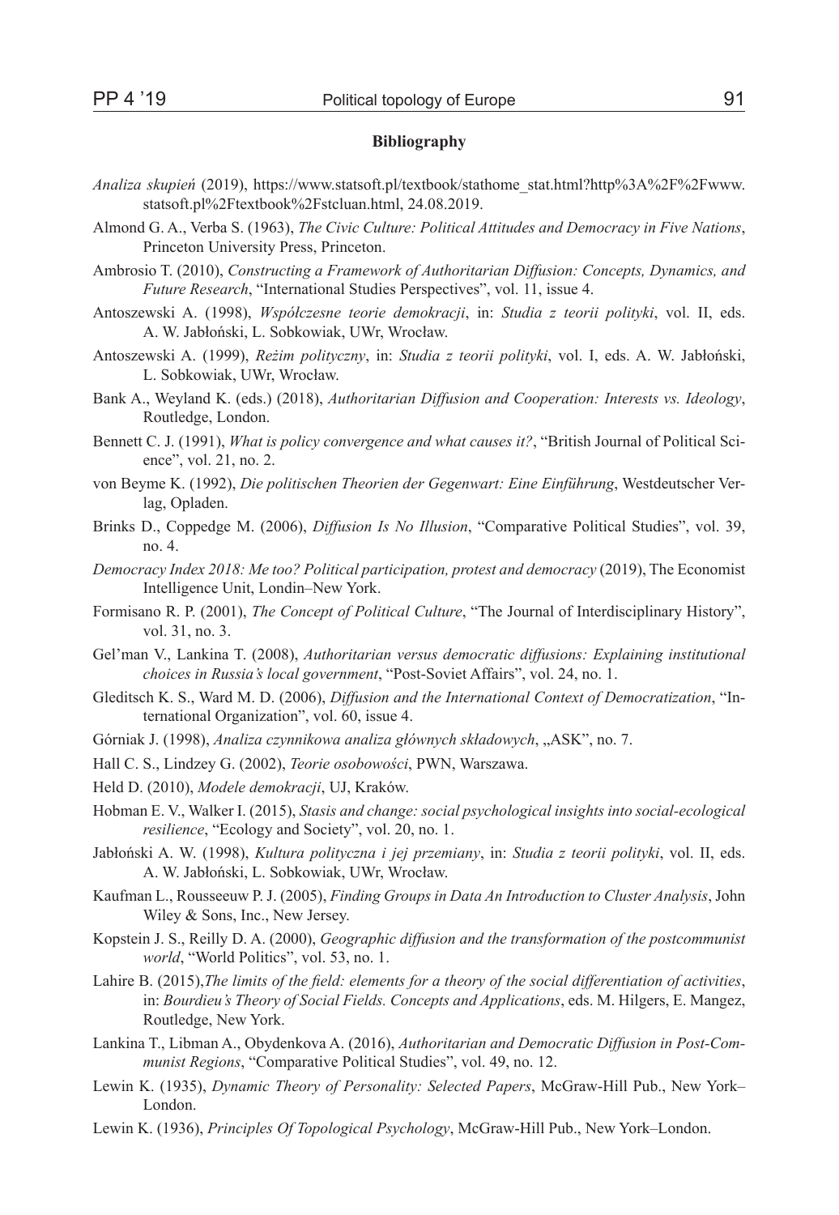**Bibliography**

*Analiza skupień* (2019), https://www.statsoft.pl/textbook/stathome_stat.html?http%3A%2F%2Fwww.statsoft.pl%2Ftextbook%2Fstcluan.html, 24.08.2019.

Almond G. A., Verba S. (1963), *The Civic Culture: Political Attitudes and Democracy in Five Nations*, Princeton University Press, Princeton.

Ambrosio T. (2010), *Constructing a Framework of Authoritarian Diffusion: Concepts, Dynamics, and Future Research*, "International Studies Perspectives", vol. 11, issue 4.

Antoszewski A. (1998), *Współczesne teorie demokracji*, in: *Studia z teorii polityki*, vol. II, eds. A. W. Jabłoński, L. Sobkowiak, UWr, Wrocław.

Antoszewski A. (1999), *Reżim polityczny*, in: *Studia z teorii polityki*, vol. I, eds. A. W. Jabłoński, L. Sobkowiak, UWr, Wrocław.

Bank A., Weyland K. (eds.) (2018), *Authoritarian Diffusion and Cooperation: Interests vs. Ideology*, Routledge, London.

Bennett C. J. (1991), *What is policy convergence and what causes it?*, "British Journal of Political Science", vol. 21, no. 2.

von Beyme K. (1992), *Die politischen Theorien der Gegenwart: Eine Einführung*, Westdeutscher Verlag, Opladen.

Brinks D., Coppedge M. (2006), *Diffusion Is No Illusion*, "Comparative Political Studies", vol. 39, no. 4.

*Democracy Index 2018: Me too? Political participation, protest and democracy* (2019), The Economist Intelligence Unit, Londin–New York.

Formisano R. P. (2001), *The Concept of Political Culture*, "The Journal of Interdisciplinary History", vol. 31, no. 3.

Gel'man V., Lankina T. (2008), *Authoritarian versus democratic diffusions: Explaining institutional choices in Russia's local government*, "Post-Soviet Affairs", vol. 24, no. 1.

Gleditsch K. S., Ward M. D. (2006), *Diffusion and the International Context of Democratization*, "International Organization", vol. 60, issue 4.

Górniak J. (1998), *Analiza czynnikowa analiza głównych składowych*, „ASK", no. 7.

Hall C. S., Lindzey G. (2002), *Teorie osobowości*, PWN, Warszawa.

Held D. (2010), *Modele demokracji*, UJ, Kraków.

Hobman E. V., Walker I. (2015), *Stasis and change: social psychological insights into social-ecological resilience*, "Ecology and Society", vol. 20, no. 1.

Jabłoński A. W. (1998), *Kultura polityczna i jej przemiany*, in: *Studia z teorii polityki*, vol. II, eds. A. W. Jabłoński, L. Sobkowiak, UWr, Wrocław.

Kaufman L., Rousseeuw P. J. (2005), *Finding Groups in Data An Introduction to Cluster Analysis*, John Wiley & Sons, Inc., New Jersey.

Kopstein J. S., Reilly D. A. (2000), *Geographic diffusion and the transformation of the postcommunist world*, "World Politics", vol. 53, no. 1.

Lahire B. (2015),*The limits of the field: elements for a theory of the social differentiation of activities*, in: *Bourdieu's Theory of Social Fields. Concepts and Applications*, eds. M. Hilgers, E. Mangez, Routledge, New York.

Lankina T., Libman A., Obydenkova A. (2016), *Authoritarian and Democratic Diffusion in Post-Communist Regions*, "Comparative Political Studies", vol. 49, no. 12.

Lewin K. (1935), *Dynamic Theory of Personality: Selected Papers*, McGraw-Hill Pub., New York–London.

Lewin K. (1936), *Principles Of Topological Psychology*, McGraw-Hill Pub., New York–London.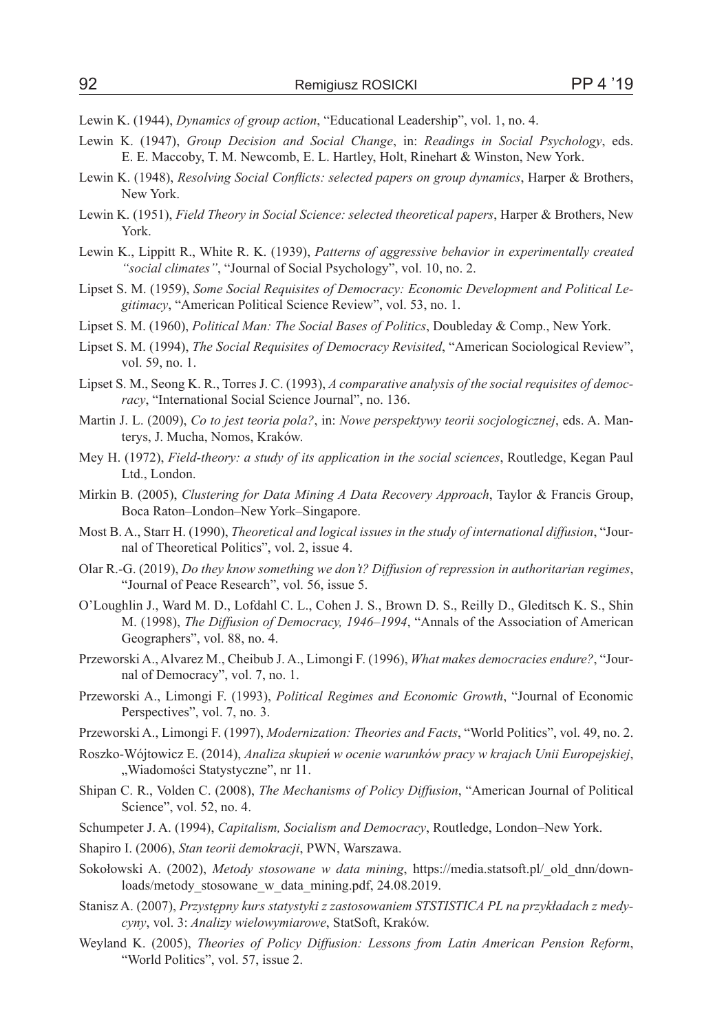Lewin K. (1944), *Dynamics of group action*, "Educational Leadership", vol. 1, no. 4.

Lewin K. (1947), *Group Decision and Social Change*, in: *Readings in Social Psychology*, eds. E. E. Maccoby, T. M. Newcomb, E. L. Hartley, Holt, Rinehart & Winston, New York.

Lewin K. (1948), *Resolving Social Conflicts: selected papers on group dynamics*, Harper & Brothers, New York.

Lewin K. (1951), *Field Theory in Social Science: selected theoretical papers*, Harper & Brothers, New York.

Lewin K., Lippitt R., White R. K. (1939), *Patterns of aggressive behavior in experimentally created "social climates"*, "Journal of Social Psychology", vol. 10, no. 2.

Lipset S. M. (1959), *Some Social Requisites of Democracy: Economic Development and Political Legitimacy*, "American Political Science Review", vol. 53, no. 1.

Lipset S. M. (1960), *Political Man: The Social Bases of Politics*, Doubleday & Comp., New York.

Lipset S. M. (1994), *The Social Requisites of Democracy Revisited*, "American Sociological Review", vol. 59, no. 1.

Lipset S. M., Seong K. R., Torres J. C. (1993), *A comparative analysis of the social requisites of democracy*, "International Social Science Journal", no. 136.

Martin J. L. (2009), *Co to jest teoria pola?*, in: *Nowe perspektywy teorii socjologicznej*, eds. A. Manterys, J. Mucha, Nomos, Kraków.

Mey H. (1972), *Field-theory: a study of its application in the social sciences*, Routledge, Kegan Paul Ltd., London.

Mirkin B. (2005), *Clustering for Data Mining A Data Recovery Approach*, Taylor & Francis Group, Boca Raton–London–New York–Singapore.

Most B. A., Starr H. (1990), *Theoretical and logical issues in the study of international diffusion*, "Journal of Theoretical Politics", vol. 2, issue 4.

Olar R.-G. (2019), *Do they know something we don't? Diffusion of repression in authoritarian regimes*, "Journal of Peace Research", vol. 56, issue 5.

O'Loughlin J., Ward M. D., Lofdahl C. L., Cohen J. S., Brown D. S., Reilly D., Gleditsch K. S., Shin M. (1998), *The Diffusion of Democracy, 1946–1994*, "Annals of the Association of American Geographers", vol. 88, no. 4.

Przeworski A., Alvarez M., Cheibub J. A., Limongi F. (1996), *What makes democracies endure?*, "Journal of Democracy", vol. 7, no. 1.

Przeworski A., Limongi F. (1993), *Political Regimes and Economic Growth*, "Journal of Economic Perspectives", vol. 7, no. 3.

Przeworski A., Limongi F. (1997), *Modernization: Theories and Facts*, "World Politics", vol. 49, no. 2.

Roszko-Wójtowicz E. (2014), *Analiza skupień w ocenie warunków pracy w krajach Unii Europejskiej*, „Wiadomości Statystyczne", nr 11.

Shipan C. R., Volden C. (2008), *The Mechanisms of Policy Diffusion*, "American Journal of Political Science", vol. 52, no. 4.

Schumpeter J. A. (1994), *Capitalism, Socialism and Democracy*, Routledge, London–New York.

Shapiro I. (2006), *Stan teorii demokracji*, PWN, Warszawa.

Sokołowski A. (2002), *Metody stosowane w data mining*, https://media.statsoft.pl/_old_dnn/downloads/metody_stosowane_w_data_mining.pdf, 24.08.2019.

Stanisz A. (2007), *Przystępny kurs statystyki z zastosowaniem STSTISTICA PL na przykładach z medycyny*, vol. 3: *Analizy wielowymiarowe*, StatSoft, Kraków.

Weyland K. (2005), *Theories of Policy Diffusion: Lessons from Latin American Pension Reform*, "World Politics", vol. 57, issue 2.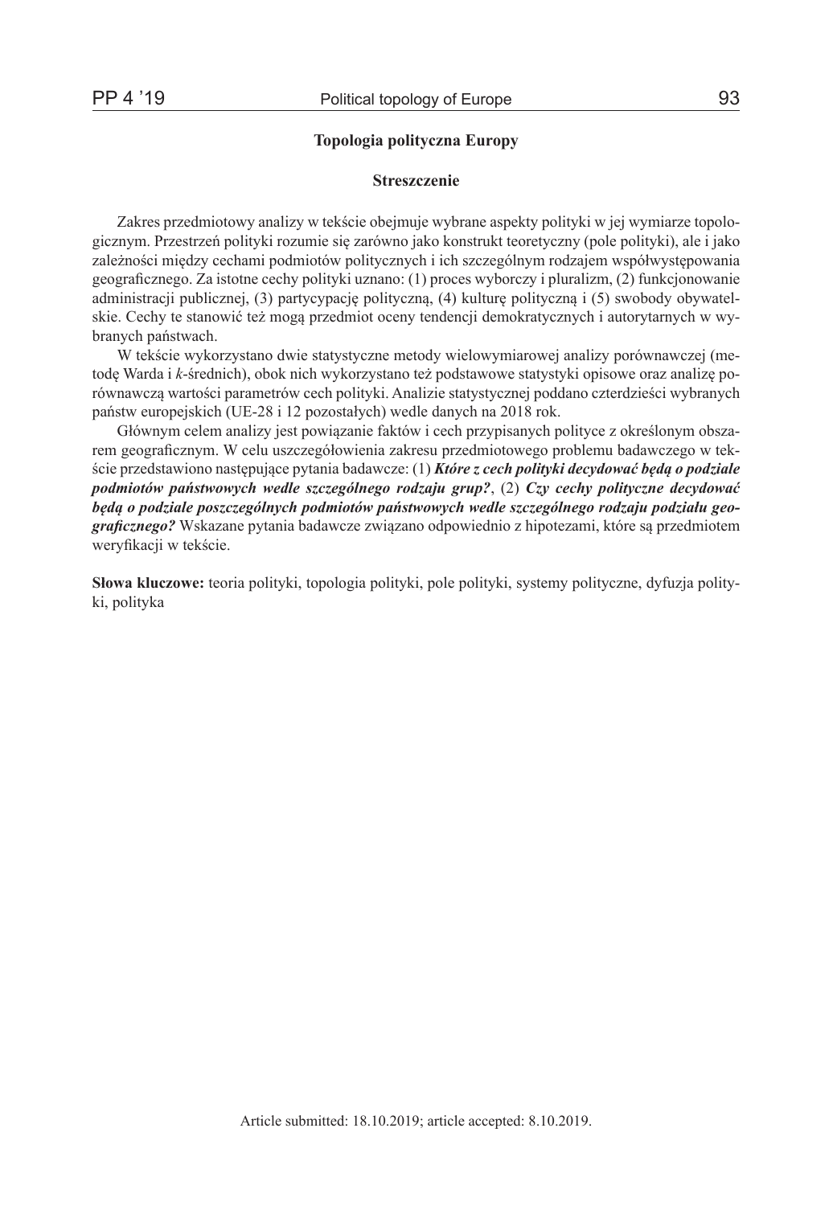**Topologia polityczna Europy**

**Streszczenie**

Zakres przedmiotowy analizy w tekście obejmuje wybrane aspekty polityki w jej wymiarze topologicznym. Przestrzeń polityki rozumie się zarówno jako konstrukt teoretyczny (pole polityki), ale i jako zależności między cechami podmiotów politycznych i ich szczególnym rodzajem współwystępowania geograficznego. Za istotne cechy polityki uznano: (1) proces wyborczy i pluralizm, (2) funkcjonowanie administracji publicznej, (3) partycypację polityczną, (4) kulturę polityczną i (5) swobody obywatelskie. Cechy te stanowić też mogą przedmiot oceny tendencji demokratycznych i autorytarnych w wybranych państwach.

W tekście wykorzystano dwie statystyczne metody wielowymiarowej analizy porównawczej (metodę Warda i *k*-średnich), obok nich wykorzystano też podstawowe statystyki opisowe oraz analizę porównawczą wartości parametrów cech polityki. Analizie statystycznej poddano czterdzieści wybranych państw europejskich (UE-28 i 12 pozostałych) wedle danych na 2018 rok.

Głównym celem analizy jest powiązanie faktów i cech przypisanych polityce z określonym obszarem geograficznym. W celu uszczegółowienia zakresu przedmiotowego problemu badawczego w tekście przedstawiono następujące pytania badawcze: (1) ***Które z cech polityki decydować będą o podziale podmiotów państwowych wedle szczególnego rodzaju grup?***, (2) ***Czy cechy polityczne decydować będą o podziale poszczególnych podmiotów państwowych wedle szczególnego rodzaju podziału geograficznego?*** Wskazane pytania badawcze związano odpowiednio z hipotezami, które są przedmiotem weryfikacji w tekście.

**Słowa kluczowe:** teoria polityki, topologia polityki, pole polityki, systemy polityczne, dyfuzja polityki, polityka

Article submitted: 18.10.2019; article accepted: 8.10.2019.